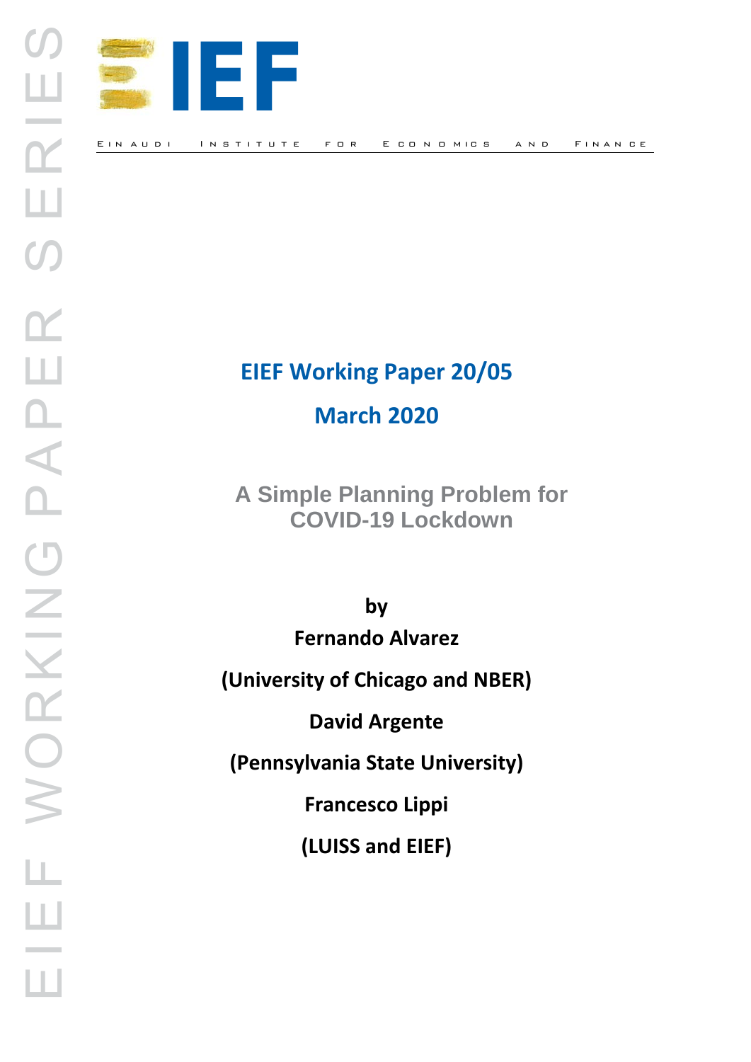EINAUDI INSTITUTE FOR ECONOMICS AND FINANCE

EIEF WORKING PAPER SERIES

**EIEF Working Paper 20/05**

**March 2020**

# A Simple Planning Problem for COVID-19 Lockdown

**by**

**Fernando Alvarez**

**(University of Chicago and NBER)**

**David Argente**

**(Pennsylvania State University)**

**Francesco Lippi**

**(LUISS and EIEF)**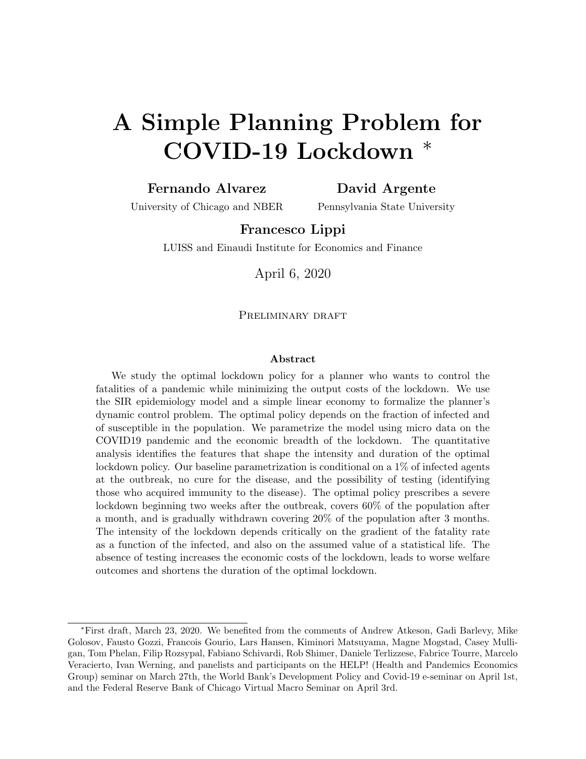# A Simple Planning Problem for COVID-19 Lockdown *

**Fernando Alvarez**
University of Chicago and NBER

**David Argente**
Pennsylvania State University

**Francesco Lippi**
LUISS and Einaudi Institute for Economics and Finance

April 6, 2020

Preliminary draft

### Abstract

We study the optimal lockdown policy for a planner who wants to control the fatalities of a pandemic while minimizing the output costs of the lockdown. We use the SIR epidemiology model and a simple linear economy to formalize the planner's dynamic control problem. The optimal policy depends on the fraction of infected and of susceptible in the population. We parametrize the model using micro data on the COVID19 pandemic and the economic breadth of the lockdown. The quantitative analysis identifies the features that shape the intensity and duration of the optimal lockdown policy. Our baseline parametrization is conditional on a 1% of infected agents at the outbreak, no cure for the disease, and the possibility of testing (identifying those who acquired immunity to the disease). The optimal policy prescribes a severe lockdown beginning two weeks after the outbreak, covers 60% of the population after a month, and is gradually withdrawn covering 20% of the population after 3 months. The intensity of the lockdown depends critically on the gradient of the fatality rate as a function of the infected, and also on the assumed value of a statistical life. The absence of testing increases the economic costs of the lockdown, leads to worse welfare outcomes and shortens the duration of the optimal lockdown.

---

*First draft, March 23, 2020. We benefited from the comments of Andrew Atkeson, Gadi Barlevy, Mike Golosov, Fausto Gozzi, Francois Gourio, Lars Hansen, Kiminori Matsuyama, Magne Mogstad, Casey Mulligan, Tom Phelan, Filip Rozsypal, Fabiano Schivardi, Rob Shimer, Daniele Terlizzese, Fabrice Tourre, Marcelo Veracierto, Ivan Werning, and panelists and participants on the HELP! (Health and Pandemics Economics Group) seminar on March 27th, the World Bank's Development Policy and Covid-19 e-seminar on April 1st, and the Federal Reserve Bank of Chicago Virtual Macro Seminar on April 3rd.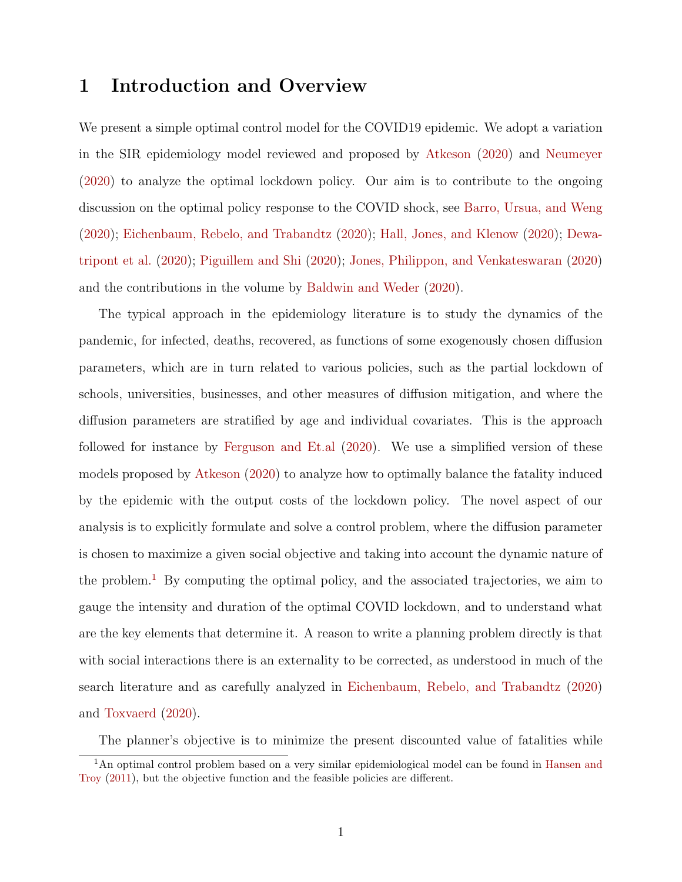# 1 Introduction and Overview

We present a simple optimal control model for the COVID19 epidemic. We adopt a variation in the SIR epidemiology model reviewed and proposed by Atkeson (2020) and Neumeyer (2020) to analyze the optimal lockdown policy. Our aim is to contribute to the ongoing discussion on the optimal policy response to the COVID shock, see Barro, Ursua, and Weng (2020); Eichenbaum, Rebelo, and Trabandtz (2020); Hall, Jones, and Klenow (2020); Dewatripont et al. (2020); Piguillem and Shi (2020); Jones, Philippon, and Venkateswaran (2020) and the contributions in the volume by Baldwin and Weder (2020).

The typical approach in the epidemiology literature is to study the dynamics of the pandemic, for infected, deaths, recovered, as functions of some exogenously chosen diffusion parameters, which are in turn related to various policies, such as the partial lockdown of schools, universities, businesses, and other measures of diffusion mitigation, and where the diffusion parameters are stratified by age and individual covariates. This is the approach followed for instance by Ferguson and Et.al (2020). We use a simplified version of these models proposed by Atkeson (2020) to analyze how to optimally balance the fatality induced by the epidemic with the output costs of the lockdown policy. The novel aspect of our analysis is to explicitly formulate and solve a control problem, where the diffusion parameter is chosen to maximize a given social objective and taking into account the dynamic nature of the problem.[1] By computing the optimal policy, and the associated trajectories, we aim to gauge the intensity and duration of the optimal COVID lockdown, and to understand what are the key elements that determine it. A reason to write a planning problem directly is that with social interactions there is an externality to be corrected, as understood in much of the search literature and as carefully analyzed in Eichenbaum, Rebelo, and Trabandtz (2020) and Toxvaerd (2020).

The planner's objective is to minimize the present discounted value of fatalities while

[1] An optimal control problem based on a very similar epidemiological model can be found in Hansen and Troy (2011), but the objective function and the feasible policies are different.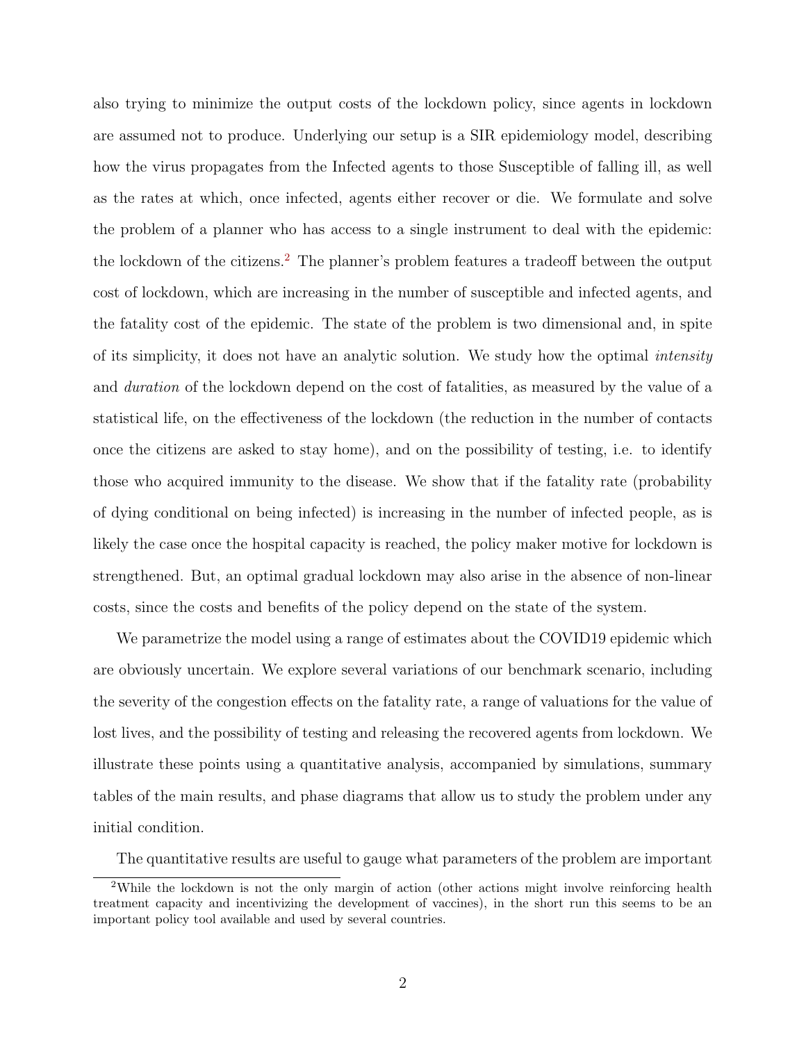also trying to minimize the output costs of the lockdown policy, since agents in lockdown are assumed not to produce. Underlying our setup is a SIR epidemiology model, describing how the virus propagates from the Infected agents to those Susceptible of falling ill, as well as the rates at which, once infected, agents either recover or die. We formulate and solve the problem of a planner who has access to a single instrument to deal with the epidemic: the lockdown of the citizens.[2] The planner's problem features a tradeoff between the output cost of lockdown, which are increasing in the number of susceptible and infected agents, and the fatality cost of the epidemic. The state of the problem is two dimensional and, in spite of its simplicity, it does not have an analytic solution. We study how the optimal *intensity* and *duration* of the lockdown depend on the cost of fatalities, as measured by the value of a statistical life, on the effectiveness of the lockdown (the reduction in the number of contacts once the citizens are asked to stay home), and on the possibility of testing, i.e. to identify those who acquired immunity to the disease. We show that if the fatality rate (probability of dying conditional on being infected) is increasing in the number of infected people, as is likely the case once the hospital capacity is reached, the policy maker motive for lockdown is strengthened. But, an optimal gradual lockdown may also arise in the absence of non-linear costs, since the costs and benefits of the policy depend on the state of the system.

We parametrize the model using a range of estimates about the COVID19 epidemic which are obviously uncertain. We explore several variations of our benchmark scenario, including the severity of the congestion effects on the fatality rate, a range of valuations for the value of lost lives, and the possibility of testing and releasing the recovered agents from lockdown. We illustrate these points using a quantitative analysis, accompanied by simulations, summary tables of the main results, and phase diagrams that allow us to study the problem under any initial condition.

The quantitative results are useful to gauge what parameters of the problem are important

[2] While the lockdown is not the only margin of action (other actions might involve reinforcing health treatment capacity and incentivizing the development of vaccines), in the short run this seems to be an important policy tool available and used by several countries.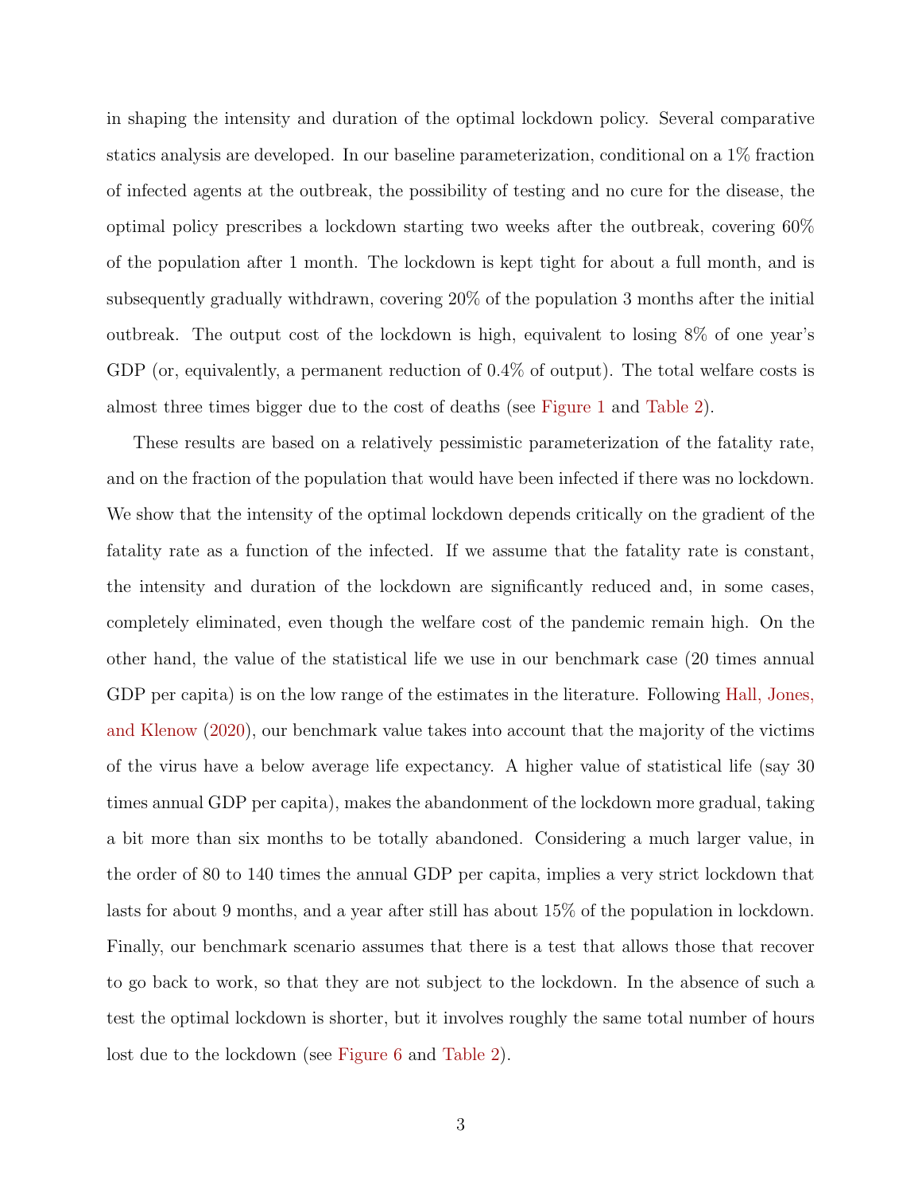in shaping the intensity and duration of the optimal lockdown policy. Several comparative statics analysis are developed. In our baseline parameterization, conditional on a 1% fraction of infected agents at the outbreak, the possibility of testing and no cure for the disease, the optimal policy prescribes a lockdown starting two weeks after the outbreak, covering 60% of the population after 1 month. The lockdown is kept tight for about a full month, and is subsequently gradually withdrawn, covering 20% of the population 3 months after the initial outbreak. The output cost of the lockdown is high, equivalent to losing 8% of one year's GDP (or, equivalently, a permanent reduction of 0.4% of output). The total welfare costs is almost three times bigger due to the cost of deaths (see Figure 1 and Table 2).

These results are based on a relatively pessimistic parameterization of the fatality rate, and on the fraction of the population that would have been infected if there was no lockdown. We show that the intensity of the optimal lockdown depends critically on the gradient of the fatality rate as a function of the infected. If we assume that the fatality rate is constant, the intensity and duration of the lockdown are significantly reduced and, in some cases, completely eliminated, even though the welfare cost of the pandemic remain high. On the other hand, the value of the statistical life we use in our benchmark case (20 times annual GDP per capita) is on the low range of the estimates in the literature. Following Hall, Jones, and Klenow (2020), our benchmark value takes into account that the majority of the victims of the virus have a below average life expectancy. A higher value of statistical life (say 30 times annual GDP per capita), makes the abandonment of the lockdown more gradual, taking a bit more than six months to be totally abandoned. Considering a much larger value, in the order of 80 to 140 times the annual GDP per capita, implies a very strict lockdown that lasts for about 9 months, and a year after still has about 15% of the population in lockdown. Finally, our benchmark scenario assumes that there is a test that allows those that recover to go back to work, so that they are not subject to the lockdown. In the absence of such a test the optimal lockdown is shorter, but it involves roughly the same total number of hours lost due to the lockdown (see Figure 6 and Table 2).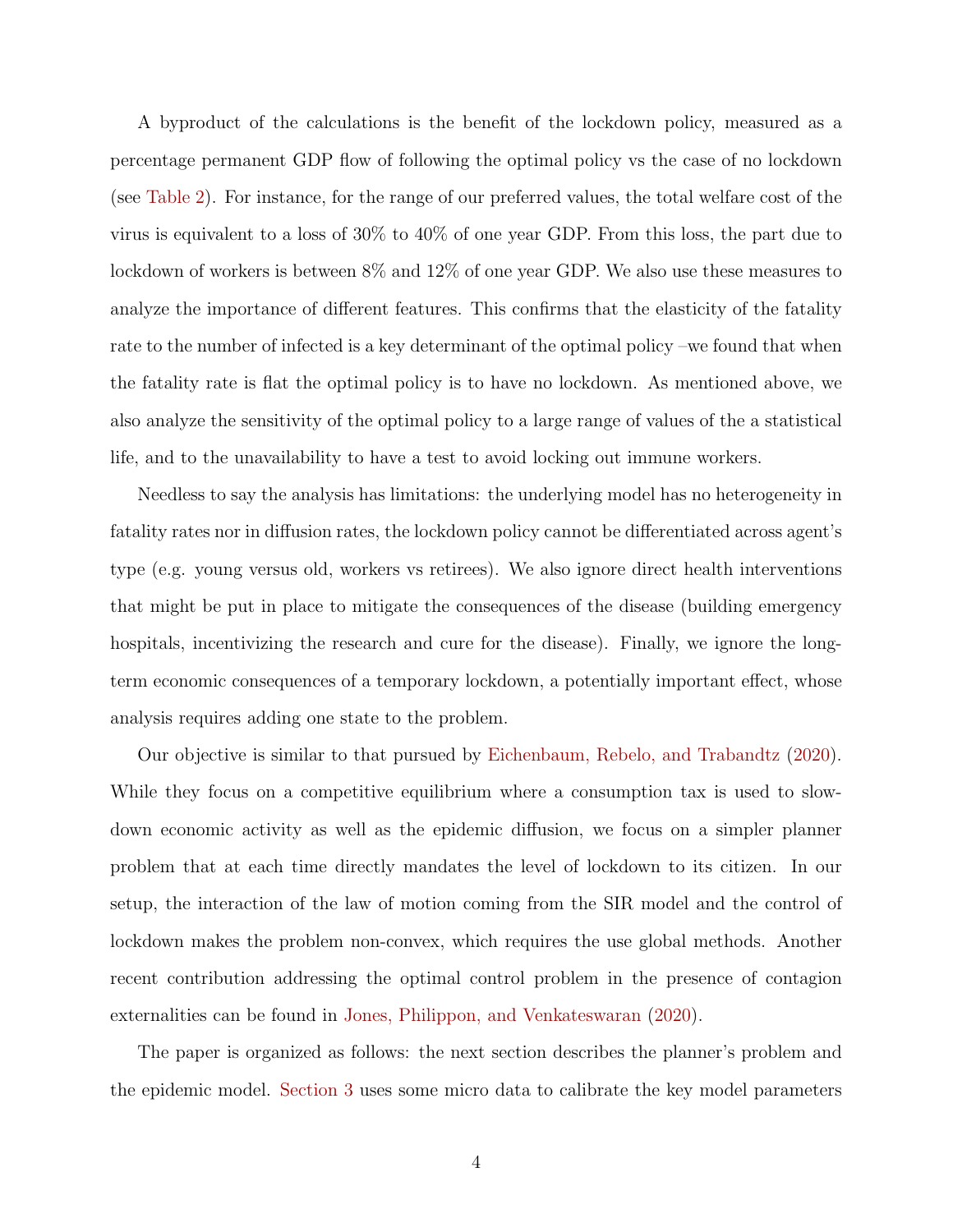A byproduct of the calculations is the benefit of the lockdown policy, measured as a percentage permanent GDP flow of following the optimal policy vs the case of no lockdown (see Table 2). For instance, for the range of our preferred values, the total welfare cost of the virus is equivalent to a loss of 30% to 40% of one year GDP. From this loss, the part due to lockdown of workers is between 8% and 12% of one year GDP. We also use these measures to analyze the importance of different features. This confirms that the elasticity of the fatality rate to the number of infected is a key determinant of the optimal policy –we found that when the fatality rate is flat the optimal policy is to have no lockdown. As mentioned above, we also analyze the sensitivity of the optimal policy to a large range of values of the a statistical life, and to the unavailability to have a test to avoid locking out immune workers.

Needless to say the analysis has limitations: the underlying model has no heterogeneity in fatality rates nor in diffusion rates, the lockdown policy cannot be differentiated across agent's type (e.g. young versus old, workers vs retirees). We also ignore direct health interventions that might be put in place to mitigate the consequences of the disease (building emergency hospitals, incentivizing the research and cure for the disease). Finally, we ignore the long-term economic consequences of a temporary lockdown, a potentially important effect, whose analysis requires adding one state to the problem.

Our objective is similar to that pursued by Eichenbaum, Rebelo, and Trabandtz (2020). While they focus on a competitive equilibrium where a consumption tax is used to slow-down economic activity as well as the epidemic diffusion, we focus on a simpler planner problem that at each time directly mandates the level of lockdown to its citizen. In our setup, the interaction of the law of motion coming from the SIR model and the control of lockdown makes the problem non-convex, which requires the use global methods. Another recent contribution addressing the optimal control problem in the presence of contagion externalities can be found in Jones, Philippon, and Venkateswaran (2020).

The paper is organized as follows: the next section describes the planner's problem and the epidemic model. Section 3 uses some micro data to calibrate the key model parameters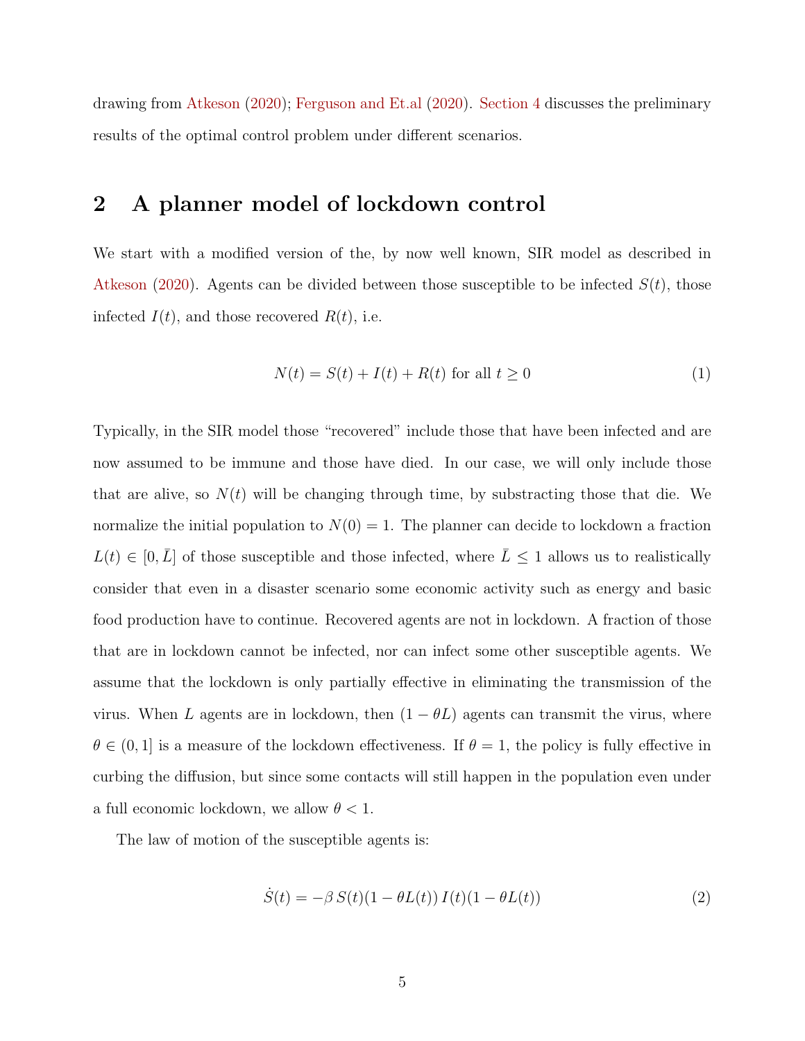drawing from Atkeson (2020); Ferguson and Et.al (2020). Section 4 discusses the preliminary results of the optimal control problem under different scenarios.

## 2 A planner model of lockdown control

We start with a modified version of the, by now well known, SIR model as described in Atkeson (2020). Agents can be divided between those susceptible to be infected $S(t)$, those infected $I(t)$, and those recovered $R(t)$, i.e.

$$N(t) = S(t) + I(t) + R(t) \text{ for all } t \geq 0 \tag{1}$$

Typically, in the SIR model those "recovered" include those that have been infected and are now assumed to be immune and those have died. In our case, we will only include those that are alive, so $N(t)$ will be changing through time, by substracting those that die. We normalize the initial population to $N(0) = 1$. The planner can decide to lockdown a fraction $L(t) \in [0, \bar{L}]$ of those susceptible and those infected, where $\bar{L} \leq 1$ allows us to realistically consider that even in a disaster scenario some economic activity such as energy and basic food production have to continue. Recovered agents are not in lockdown. A fraction of those that are in lockdown cannot be infected, nor can infect some other susceptible agents. We assume that the lockdown is only partially effective in eliminating the transmission of the virus. When $L$ agents are in lockdown, then $(1 - \theta L)$ agents can transmit the virus, where $\theta \in (0, 1]$ is a measure of the lockdown effectiveness. If $\theta = 1$, the policy is fully effective in curbing the diffusion, but since some contacts will still happen in the population even under a full economic lockdown, we allow $\theta < 1$.

The law of motion of the susceptible agents is:

$$\dot{S}(t) = -\beta \, S(t)(1 - \theta L(t)) \, I(t)(1 - \theta L(t)) \tag{2}$$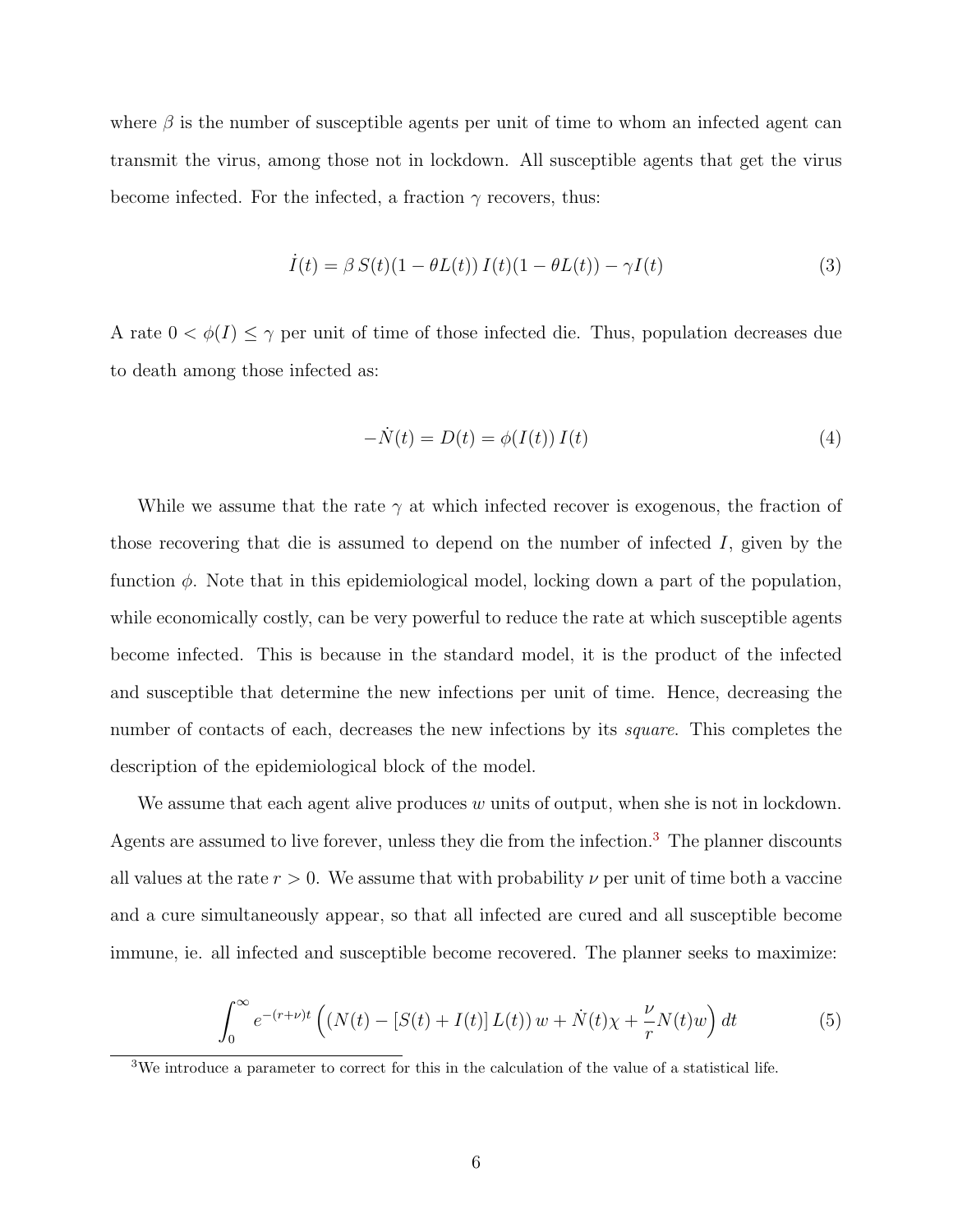where $\beta$ is the number of susceptible agents per unit of time to whom an infected agent can transmit the virus, among those not in lockdown. All susceptible agents that get the virus become infected. For the infected, a fraction $\gamma$ recovers, thus:

$$\dot{I}(t) = \beta\, S(t)(1 - \theta L(t))\, I(t)(1 - \theta L(t)) - \gamma I(t) \tag{3}$$

A rate $0 < \phi(I) \leq \gamma$ per unit of time of those infected die. Thus, population decreases due to death among those infected as:

$$-\dot{N}(t) = D(t) = \phi(I(t))\, I(t) \tag{4}$$

While we assume that the rate $\gamma$ at which infected recover is exogenous, the fraction of those recovering that die is assumed to depend on the number of infected $I$, given by the function $\phi$. Note that in this epidemiological model, locking down a part of the population, while economically costly, can be very powerful to reduce the rate at which susceptible agents become infected. This is because in the standard model, it is the product of the infected and susceptible that determine the new infections per unit of time. Hence, decreasing the number of contacts of each, decreases the new infections by its *square*. This completes the description of the epidemiological block of the model.

We assume that each agent alive produces $w$ units of output, when she is not in lockdown. Agents are assumed to live forever, unless they die from the infection.[3] The planner discounts all values at the rate $r > 0$. We assume that with probability $\nu$ per unit of time both a vaccine and a cure simultaneously appear, so that all infected are cured and all susceptible become immune, ie. all infected and susceptible become recovered. The planner seeks to maximize:

$$\int_0^\infty e^{-(r+\nu)t} \left( (N(t) - [S(t) + I(t)]\, L(t))\, w + \dot{N}(t)\chi + \frac{\nu}{r} N(t) w \right) dt \tag{5}$$

[3] We introduce a parameter to correct for this in the calculation of the value of a statistical life.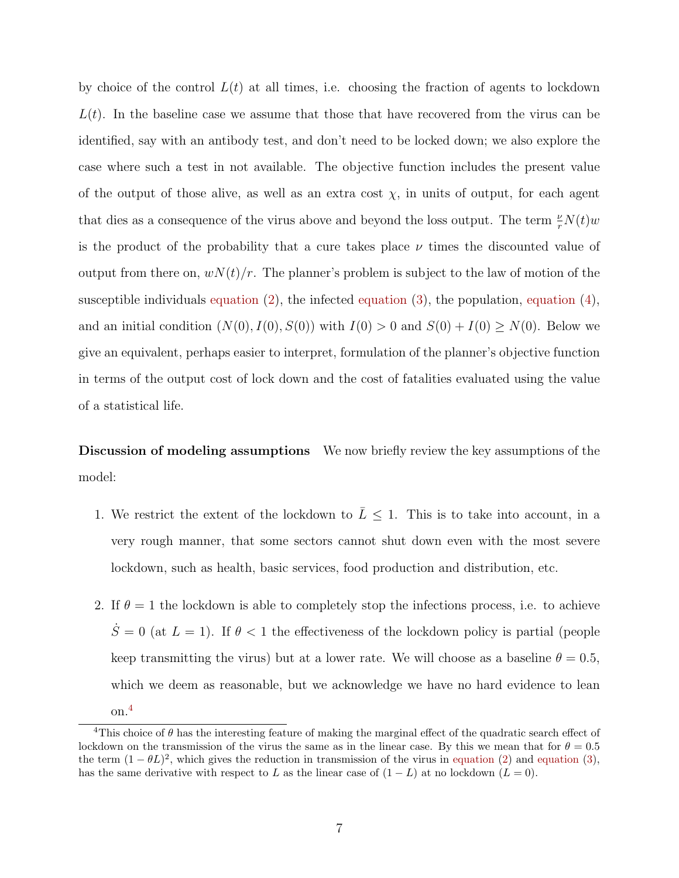by choice of the control $L(t)$ at all times, i.e. choosing the fraction of agents to lockdown $L(t)$. In the baseline case we assume that those that have recovered from the virus can be identified, say with an antibody test, and don't need to be locked down; we also explore the case where such a test in not available. The objective function includes the present value of the output of those alive, as well as an extra cost $\chi$, in units of output, for each agent that dies as a consequence of the virus above and beyond the loss output. The term $\frac{\nu}{r}N(t)w$ is the product of the probability that a cure takes place $\nu$ times the discounted value of output from there on, $wN(t)/r$. The planner's problem is subject to the law of motion of the susceptible individuals equation (2), the infected equation (3), the population, equation (4), and an initial condition $(N(0), I(0), S(0))$ with $I(0) > 0$ and $S(0) + I(0) \geq N(0)$. Below we give an equivalent, perhaps easier to interpret, formulation of the planner's objective function in terms of the output cost of lock down and the cost of fatalities evaluated using the value of a statistical life.

**Discussion of modeling assumptions** We now briefly review the key assumptions of the model:

1. We restrict the extent of the lockdown to $\bar{L} \leq 1$. This is to take into account, in a very rough manner, that some sectors cannot shut down even with the most severe lockdown, such as health, basic services, food production and distribution, etc.

2. If $\theta = 1$ the lockdown is able to completely stop the infections process, i.e. to achieve $\dot{S} = 0$ (at $L = 1$). If $\theta < 1$ the effectiveness of the lockdown policy is partial (people keep transmitting the virus) but at a lower rate. We will choose as a baseline $\theta = 0.5$, which we deem as reasonable, but we acknowledge we have no hard evidence to lean on.[4]

[4] This choice of $\theta$ has the interesting feature of making the marginal effect of the quadratic search effect of lockdown on the transmission of the virus the same as in the linear case. By this we mean that for $\theta = 0.5$ the term $(1 - \theta L)^2$, which gives the reduction in transmission of the virus in equation (2) and equation (3), has the same derivative with respect to $L$ as the linear case of $(1 - L)$ at no lockdown ($L = 0$).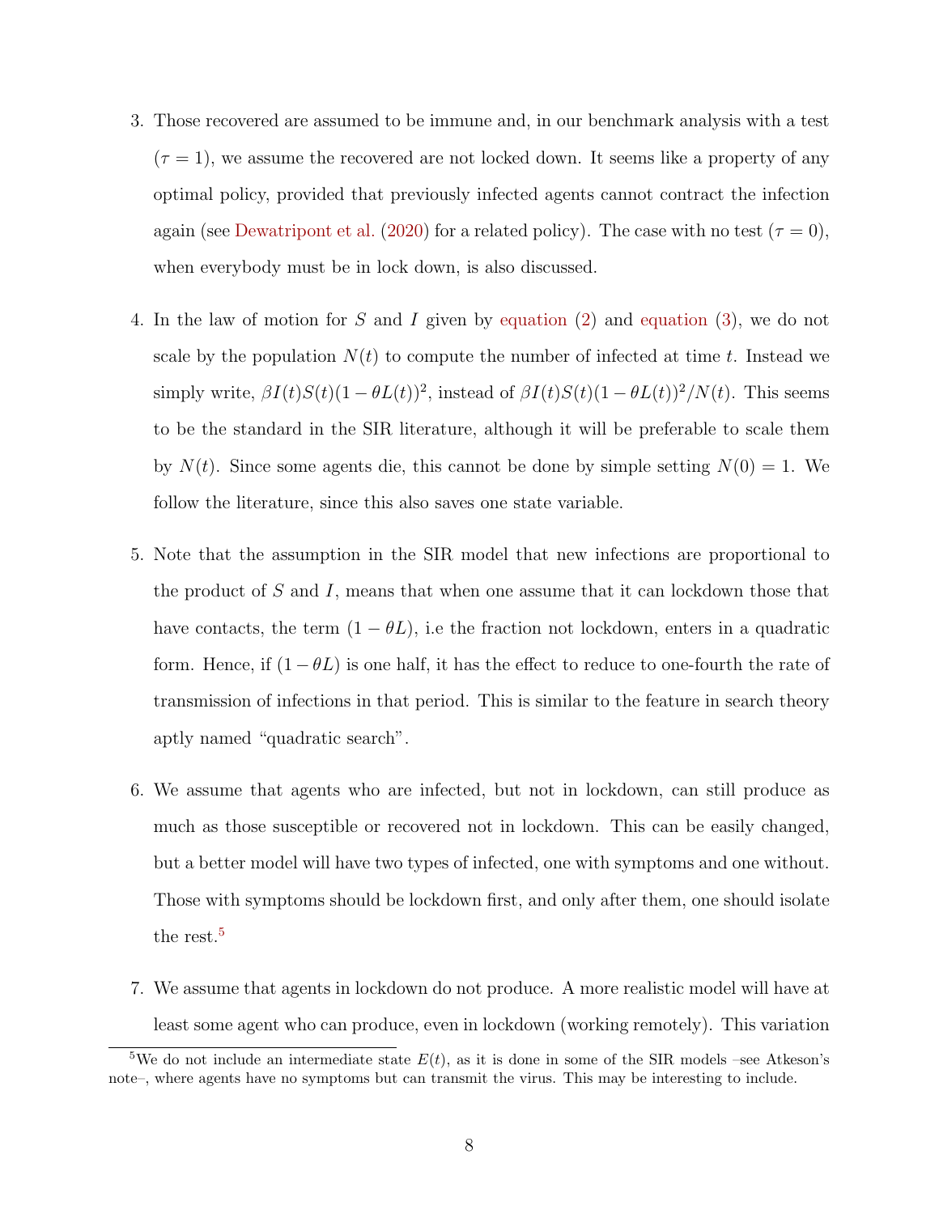3. Those recovered are assumed to be immune and, in our benchmark analysis with a test ($\tau = 1$), we assume the recovered are not locked down. It seems like a property of any optimal policy, provided that previously infected agents cannot contract the infection again (see Dewatripont et al. (2020) for a related policy). The case with no test ($\tau = 0$), when everybody must be in lock down, is also discussed.

4. In the law of motion for $S$ and $I$ given by equation (2) and equation (3), we do not scale by the population $N(t)$ to compute the number of infected at time $t$. Instead we simply write, $\beta I(t)S(t)(1 - \theta L(t))^2$, instead of $\beta I(t)S(t)(1 - \theta L(t))^2/N(t)$. This seems to be the standard in the SIR literature, although it will be preferable to scale them by $N(t)$. Since some agents die, this cannot be done by simple setting $N(0) = 1$. We follow the literature, since this also saves one state variable.

5. Note that the assumption in the SIR model that new infections are proportional to the product of $S$ and $I$, means that when one assume that it can lockdown those that have contacts, the term $(1 - \theta L)$, i.e the fraction not lockdown, enters in a quadratic form. Hence, if $(1 - \theta L)$ is one half, it has the effect to reduce to one-fourth the rate of transmission of infections in that period. This is similar to the feature in search theory aptly named "quadratic search".

6. We assume that agents who are infected, but not in lockdown, can still produce as much as those susceptible or recovered not in lockdown. This can be easily changed, but a better model will have two types of infected, one with symptoms and one without. Those with symptoms should be lockdown first, and only after them, one should isolate the rest.[5]

7. We assume that agents in lockdown do not produce. A more realistic model will have at least some agent who can produce, even in lockdown (working remotely). This variation

[5] We do not include an intermediate state $E(t)$, as it is done in some of the SIR models –see Atkeson's note–, where agents have no symptoms but can transmit the virus. This may be interesting to include.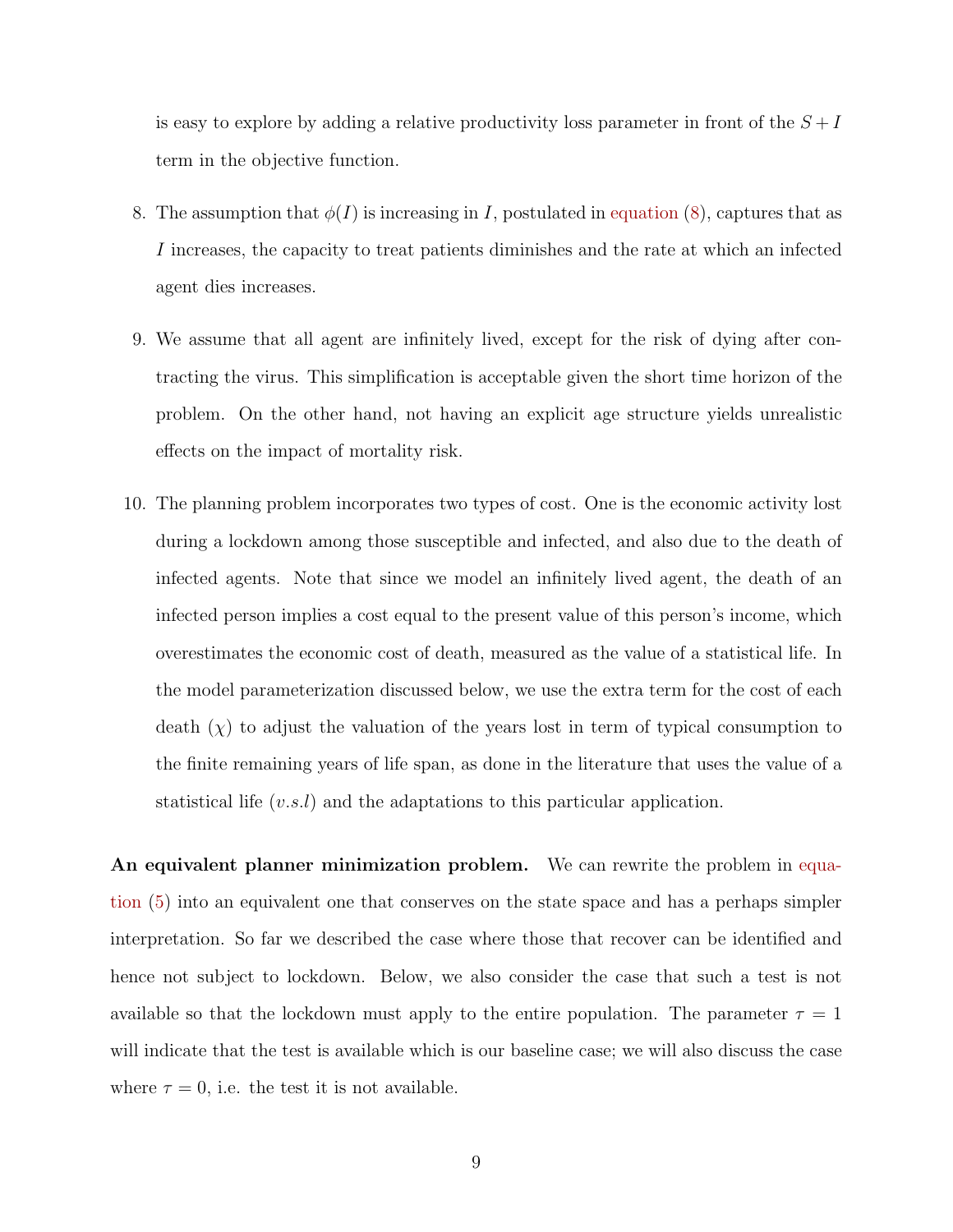is easy to explore by adding a relative productivity loss parameter in front of the $S+I$ term in the objective function.

8. The assumption that $\phi(I)$ is increasing in $I$, postulated in equation (8), captures that as $I$ increases, the capacity to treat patients diminishes and the rate at which an infected agent dies increases.

9. We assume that all agent are infinitely lived, except for the risk of dying after contracting the virus. This simplification is acceptable given the short time horizon of the problem. On the other hand, not having an explicit age structure yields unrealistic effects on the impact of mortality risk.

10. The planning problem incorporates two types of cost. One is the economic activity lost during a lockdown among those susceptible and infected, and also due to the death of infected agents. Note that since we model an infinitely lived agent, the death of an infected person implies a cost equal to the present value of this person's income, which overestimates the economic cost of death, measured as the value of a statistical life. In the model parameterization discussed below, we use the extra term for the cost of each death ($\chi$) to adjust the valuation of the years lost in term of typical consumption to the finite remaining years of life span, as done in the literature that uses the value of a statistical life ($v.s.l$) and the adaptations to this particular application.

**An equivalent planner minimization problem.** We can rewrite the problem in equation (5) into an equivalent one that conserves on the state space and has a perhaps simpler interpretation. So far we described the case where those that recover can be identified and hence not subject to lockdown. Below, we also consider the case that such a test is not available so that the lockdown must apply to the entire population. The parameter $\tau = 1$ will indicate that the test is available which is our baseline case; we will also discuss the case where $\tau = 0$, i.e. the test it is not available.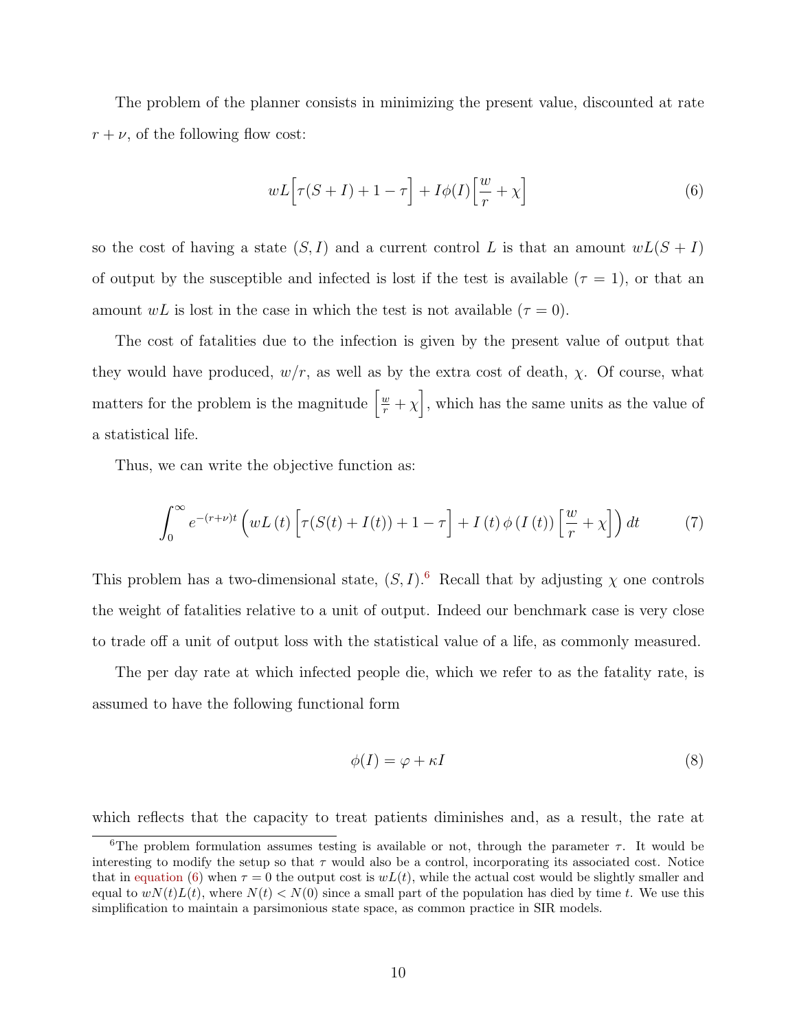The problem of the planner consists in minimizing the present value, discounted at rate $r + \nu$, of the following flow cost:

$$wL\Big[\tau(S + I) + 1 - \tau\Big] + I\phi(I)\Big[\frac{w}{r} + \chi\Big] \tag{6}$$

so the cost of having a state $(S, I)$ and a current control $L$ is that an amount $wL(S + I)$ of output by the susceptible and infected is lost if the test is available ($\tau = 1$), or that an amount $wL$ is lost in the case in which the test is not available ($\tau = 0$).

The cost of fatalities due to the infection is given by the present value of output that they would have produced, $w/r$, as well as by the extra cost of death, $\chi$. Of course, what matters for the problem is the magnitude $\left[\frac{w}{r} + \chi\right]$, which has the same units as the value of a statistical life.

Thus, we can write the objective function as:

$$\int_0^\infty e^{-(r+\nu)t}\Big(wL(t)\Big[\tau(S(t) + I(t)) + 1 - \tau\Big] + I(t)\,\phi(I(t))\Big[\frac{w}{r} + \chi\Big]\Big)\,dt \tag{7}$$

This problem has a two-dimensional state, $(S, I)$.[6] Recall that by adjusting $\chi$ one controls the weight of fatalities relative to a unit of output. Indeed our benchmark case is very close to trade off a unit of output loss with the statistical value of a life, as commonly measured.

The per day rate at which infected people die, which we refer to as the fatality rate, is assumed to have the following functional form

$$\phi(I) = \varphi + \kappa I \tag{8}$$

which reflects that the capacity to treat patients diminishes and, as a result, the rate at

[6] The problem formulation assumes testing is available or not, through the parameter $\tau$. It would be interesting to modify the setup so that $\tau$ would also be a control, incorporating its associated cost. Notice that in equation (6) when $\tau = 0$ the output cost is $wL(t)$, while the actual cost would be slightly smaller and equal to $wN(t)L(t)$, where $N(t) < N(0)$ since a small part of the population has died by time $t$. We use this simplification to maintain a parsimonious state space, as common practice in SIR models.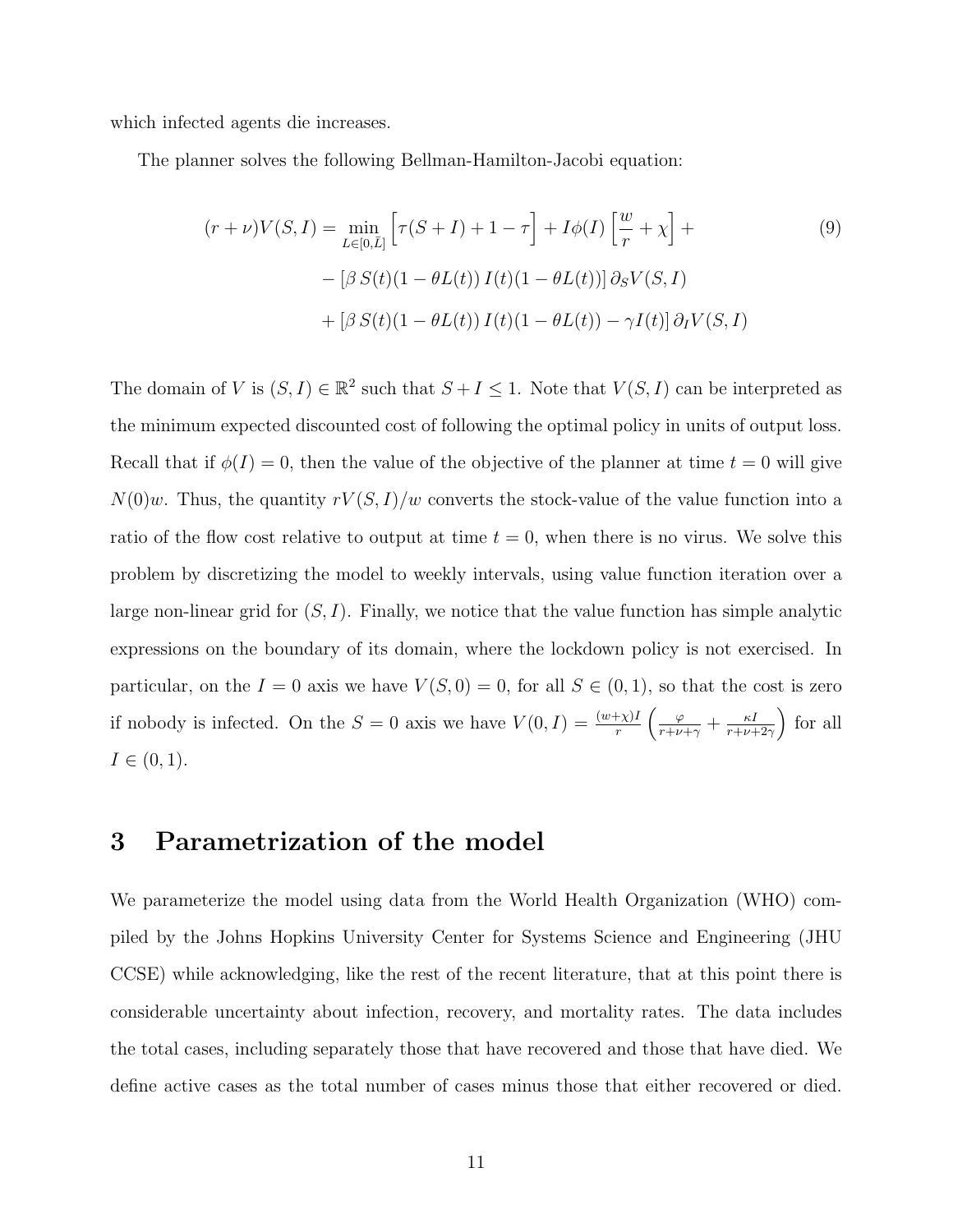which infected agents die increases.

The planner solves the following Bellman-Hamilton-Jacobi equation:

$$
\begin{aligned}
(r+\nu)V(S,I) = \min_{L\in[0,\bar{L}]} \Big[\tau(S+I)+1-\tau\Big] &+ I\phi(I)\left[\frac{w}{r}+\chi\right] + \\
&- \left[\beta\, S(t)(1-\theta L(t))\, I(t)(1-\theta L(t))\right] \partial_S V(S,I) \\
&+ \left[\beta\, S(t)(1-\theta L(t))\, I(t)(1-\theta L(t)) - \gamma I(t)\right] \partial_I V(S,I)
\end{aligned} \tag{9}
$$

The domain of $V$ is $(S,I)\in\mathbb{R}^2$ such that $S+I\leq 1$. Note that $V(S,I)$ can be interpreted as the minimum expected discounted cost of following the optimal policy in units of output loss. Recall that if $\phi(I)=0$, then the value of the objective of the planner at time $t=0$ will give $N(0)w$. Thus, the quantity $rV(S,I)/w$ converts the stock-value of the value function into a ratio of the flow cost relative to output at time $t=0$, when there is no virus. We solve this problem by discretizing the model to weekly intervals, using value function iteration over a large non-linear grid for $(S,I)$. Finally, we notice that the value function has simple analytic expressions on the boundary of its domain, where the lockdown policy is not exercised. In particular, on the $I=0$ axis we have $V(S,0)=0$, for all $S\in(0,1)$, so that the cost is zero if nobody is infected. On the $S=0$ axis we have $V(0,I)=\frac{(w+\chi)I}{r}\left(\frac{\varphi}{r+\nu+\gamma}+\frac{\kappa I}{r+\nu+2\gamma}\right)$ for all $I\in(0,1)$.

# 3 Parametrization of the model

We parameterize the model using data from the World Health Organization (WHO) compiled by the Johns Hopkins University Center for Systems Science and Engineering (JHU CCSE) while acknowledging, like the rest of the recent literature, that at this point there is considerable uncertainty about infection, recovery, and mortality rates. The data includes the total cases, including separately those that have recovered and those that have died. We define active cases as the total number of cases minus those that either recovered or died.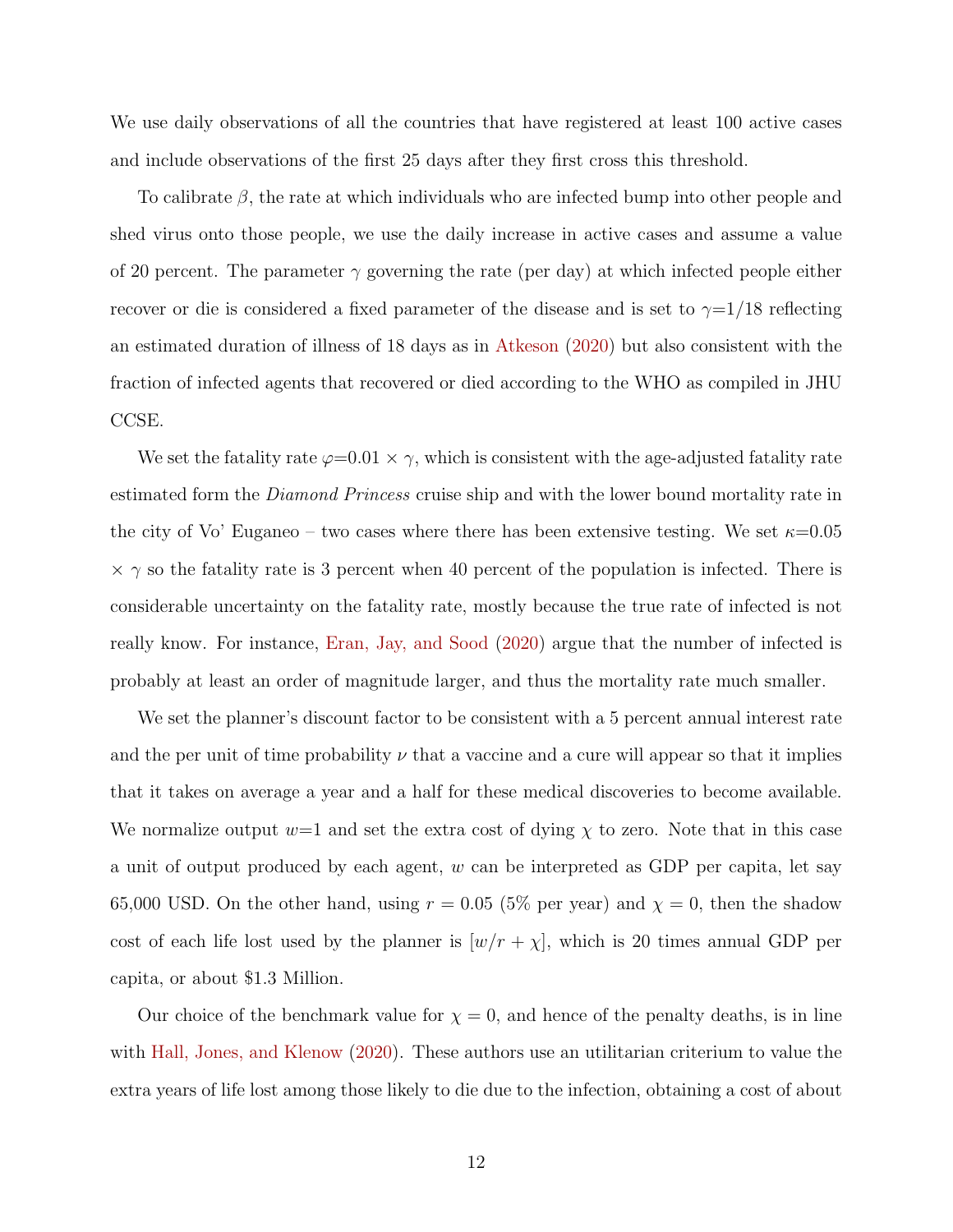We use daily observations of all the countries that have registered at least 100 active cases and include observations of the first 25 days after they first cross this threshold.

To calibrate $\beta$, the rate at which individuals who are infected bump into other people and shed virus onto those people, we use the daily increase in active cases and assume a value of 20 percent. The parameter $\gamma$ governing the rate (per day) at which infected people either recover or die is considered a fixed parameter of the disease and is set to $\gamma$=1/18 reflecting an estimated duration of illness of 18 days as in Atkeson (2020) but also consistent with the fraction of infected agents that recovered or died according to the WHO as compiled in JHU CCSE.

We set the fatality rate $\varphi$=0.01 $\times$ $\gamma$, which is consistent with the age-adjusted fatality rate estimated form the *Diamond Princess* cruise ship and with the lower bound mortality rate in the city of Vo' Euganeo – two cases where there has been extensive testing. We set $\kappa$=0.05 $\times$ $\gamma$ so the fatality rate is 3 percent when 40 percent of the population is infected. There is considerable uncertainty on the fatality rate, mostly because the true rate of infected is not really know. For instance, Eran, Jay, and Sood (2020) argue that the number of infected is probably at least an order of magnitude larger, and thus the mortality rate much smaller.

We set the planner's discount factor to be consistent with a 5 percent annual interest rate and the per unit of time probability $\nu$ that a vaccine and a cure will appear so that it implies that it takes on average a year and a half for these medical discoveries to become available. We normalize output $w$=1 and set the extra cost of dying $\chi$ to zero. Note that in this case a unit of output produced by each agent, $w$ can be interpreted as GDP per capita, let say 65,000 USD. On the other hand, using $r = 0.05$ (5% per year) and $\chi = 0$, then the shadow cost of each life lost used by the planner is $[w/r + \chi]$, which is 20 times annual GDP per capita, or about \$1.3 Million.

Our choice of the benchmark value for $\chi = 0$, and hence of the penalty deaths, is in line with Hall, Jones, and Klenow (2020). These authors use an utilitarian criterium to value the extra years of life lost among those likely to die due to the infection, obtaining a cost of about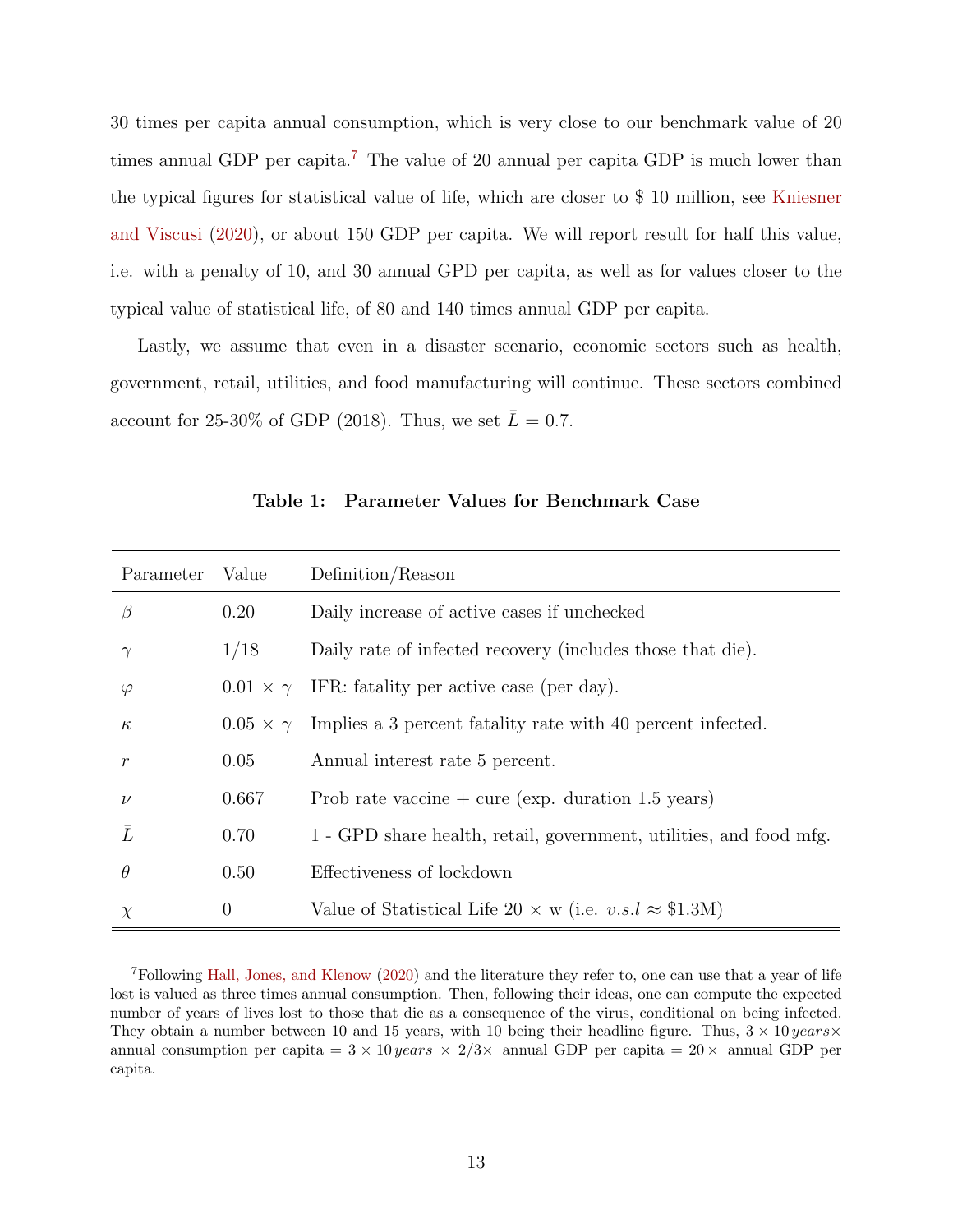30 times per capita annual consumption, which is very close to our benchmark value of 20 times annual GDP per capita.[7] The value of 20 annual per capita GDP is much lower than the typical figures for statistical value of life, which are closer to $ 10 million, see Kniesner and Viscusi (2020), or about 150 GDP per capita. We will report result for half this value, i.e. with a penalty of 10, and 30 annual GPD per capita, as well as for values closer to the typical value of statistical life, of 80 and 140 times annual GDP per capita.

Lastly, we assume that even in a disaster scenario, economic sectors such as health, government, retail, utilities, and food manufacturing will continue. These sectors combined account for 25-30% of GDP (2018). Thus, we set $\bar{L} = 0.7$.

**Table 1: Parameter Values for Benchmark Case**

| Parameter | Value | Definition/Reason |
|---|---|---|
| $\beta$ | 0.20 | Daily increase of active cases if unchecked |
| $\gamma$ | 1/18 | Daily rate of infected recovery (includes those that die). |
| $\varphi$ | $0.01 \times \gamma$ | IFR: fatality per active case (per day). |
| $\kappa$ | $0.05 \times \gamma$ | Implies a 3 percent fatality rate with 40 percent infected. |
| $r$ | 0.05 | Annual interest rate 5 percent. |
| $\nu$ | 0.667 | Prob rate vaccine + cure (exp. duration 1.5 years) |
| $\bar{L}$ | 0.70 | 1 - GPD share health, retail, government, utilities, and food mfg. |
| $\theta$ | 0.50 | Effectiveness of lockdown |
| $\chi$ | 0 | Value of Statistical Life 20 × w (i.e. $v.s.l \approx$ \$1.3M) |

[7] Following Hall, Jones, and Klenow (2020) and the literature they refer to, one can use that a year of life lost is valued as three times annual consumption. Then, following their ideas, one can compute the expected number of years of lives lost to those that die as a consequence of the virus, conditional on being infected. They obtain a number between 10 and 15 years, with 10 being their headline figure. Thus, $3 \times 10\, years \times$ annual consumption per capita $= 3 \times 10\, years\ \times 2/3 \times$ annual GDP per capita $= 20 \times$ annual GDP per capita.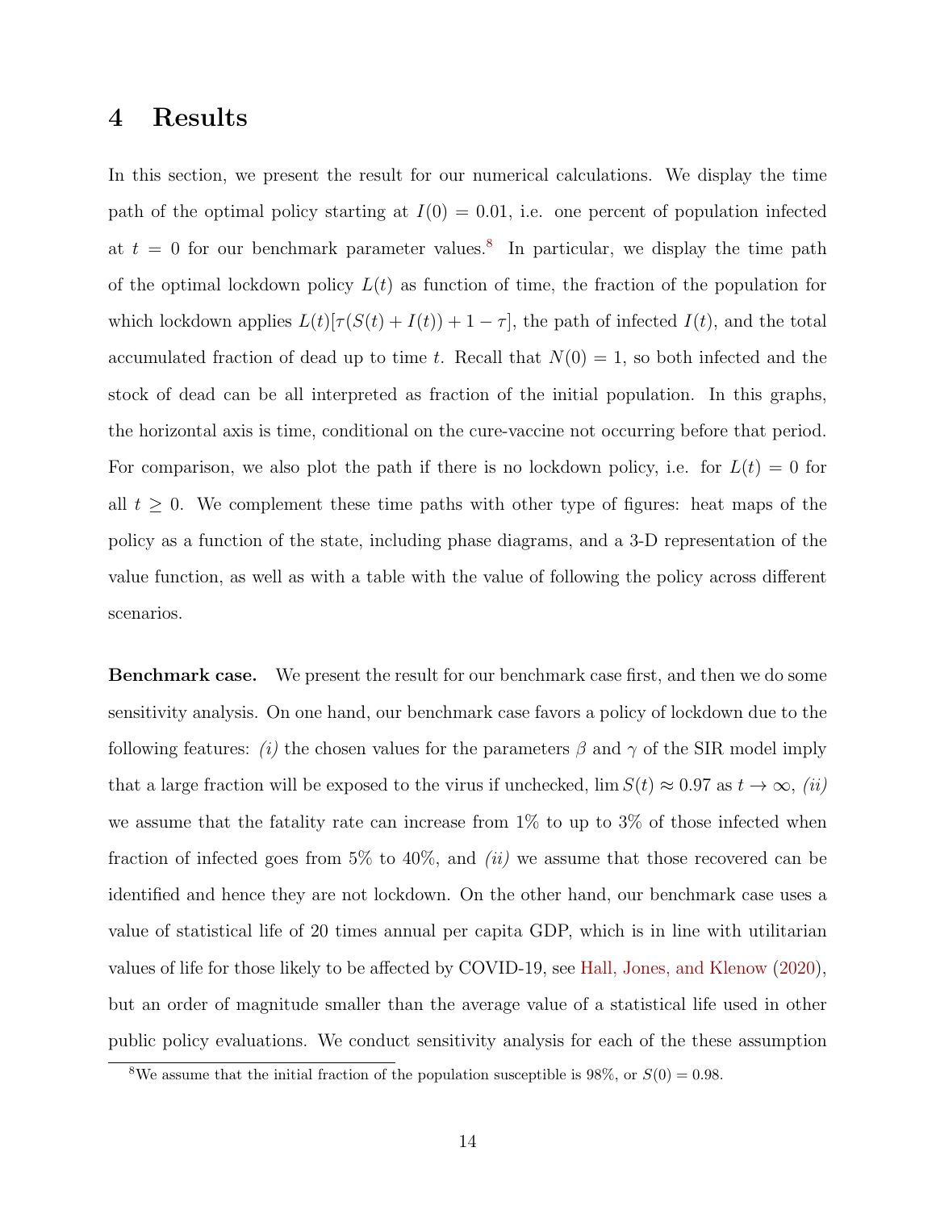# 4 Results

In this section, we present the result for our numerical calculations. We display the time path of the optimal policy starting at $I(0) = 0.01$, i.e. one percent of population infected at $t = 0$ for our benchmark parameter values.[8] In particular, we display the time path of the optimal lockdown policy $L(t)$ as function of time, the fraction of the population for which lockdown applies $L(t)[\tau(S(t) + I(t)) + 1 - \tau]$, the path of infected $I(t)$, and the total accumulated fraction of dead up to time $t$. Recall that $N(0) = 1$, so both infected and the stock of dead can be all interpreted as fraction of the initial population. In this graphs, the horizontal axis is time, conditional on the cure-vaccine not occurring before that period. For comparison, we also plot the path if there is no lockdown policy, i.e. for $L(t) = 0$ for all $t \geq 0$. We complement these time paths with other type of figures: heat maps of the policy as a function of the state, including phase diagrams, and a 3-D representation of the value function, as well as with a table with the value of following the policy across different scenarios.

**Benchmark case.** We present the result for our benchmark case first, and then we do some sensitivity analysis. On one hand, our benchmark case favors a policy of lockdown due to the following features: *(i)* the chosen values for the parameters $\beta$ and $\gamma$ of the SIR model imply that a large fraction will be exposed to the virus if unchecked, $\lim S(t) \approx 0.97$ as $t \to \infty$, *(ii)* we assume that the fatality rate can increase from 1% to up to 3% of those infected when fraction of infected goes from 5% to 40%, and *(ii)* we assume that those recovered can be identified and hence they are not lockdown. On the other hand, our benchmark case uses a value of statistical life of 20 times annual per capita GDP, which is in line with utilitarian values of life for those likely to be affected by COVID-19, see Hall, Jones, and Klenow (2020), but an order of magnitude smaller than the average value of a statistical life used in other public policy evaluations. We conduct sensitivity analysis for each of the these assumption

[8] We assume that the initial fraction of the population susceptible is 98%, or $S(0) = 0.98$.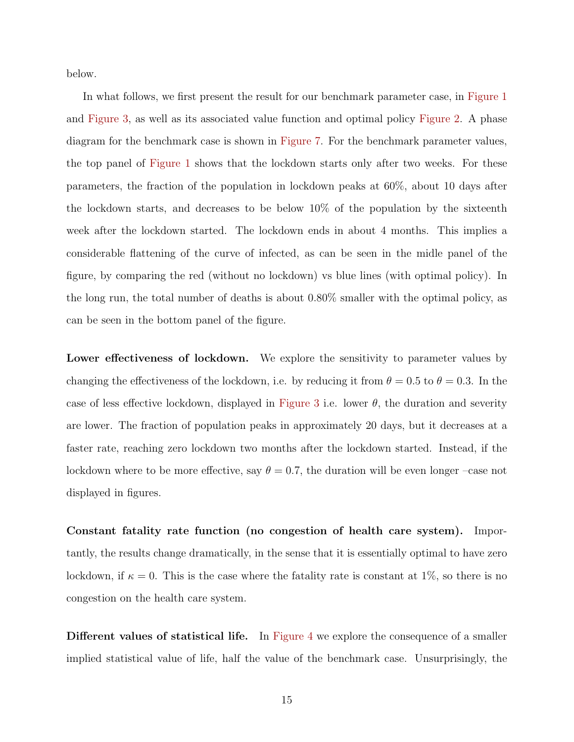below.

In what follows, we first present the result for our benchmark parameter case, in Figure 1 and Figure 3, as well as its associated value function and optimal policy Figure 2. A phase diagram for the benchmark case is shown in Figure 7. For the benchmark parameter values, the top panel of Figure 1 shows that the lockdown starts only after two weeks. For these parameters, the fraction of the population in lockdown peaks at 60%, about 10 days after the lockdown starts, and decreases to be below 10% of the population by the sixteenth week after the lockdown started. The lockdown ends in about 4 months. This implies a considerable flattening of the curve of infected, as can be seen in the midle panel of the figure, by comparing the red (without no lockdown) vs blue lines (with optimal policy). In the long run, the total number of deaths is about 0.80% smaller with the optimal policy, as can be seen in the bottom panel of the figure.

**Lower effectiveness of lockdown.** We explore the sensitivity to parameter values by changing the effectiveness of the lockdown, i.e. by reducing it from $\theta = 0.5$ to $\theta = 0.3$. In the case of less effective lockdown, displayed in Figure 3 i.e. lower $\theta$, the duration and severity are lower. The fraction of population peaks in approximately 20 days, but it decreases at a faster rate, reaching zero lockdown two months after the lockdown started. Instead, if the lockdown where to be more effective, say $\theta = 0.7$, the duration will be even longer –case not displayed in figures.

**Constant fatality rate function (no congestion of health care system).** Importantly, the results change dramatically, in the sense that it is essentially optimal to have zero lockdown, if $\kappa = 0$. This is the case where the fatality rate is constant at 1%, so there is no congestion on the health care system.

**Different values of statistical life.** In Figure 4 we explore the consequence of a smaller implied statistical value of life, half the value of the benchmark case. Unsurprisingly, the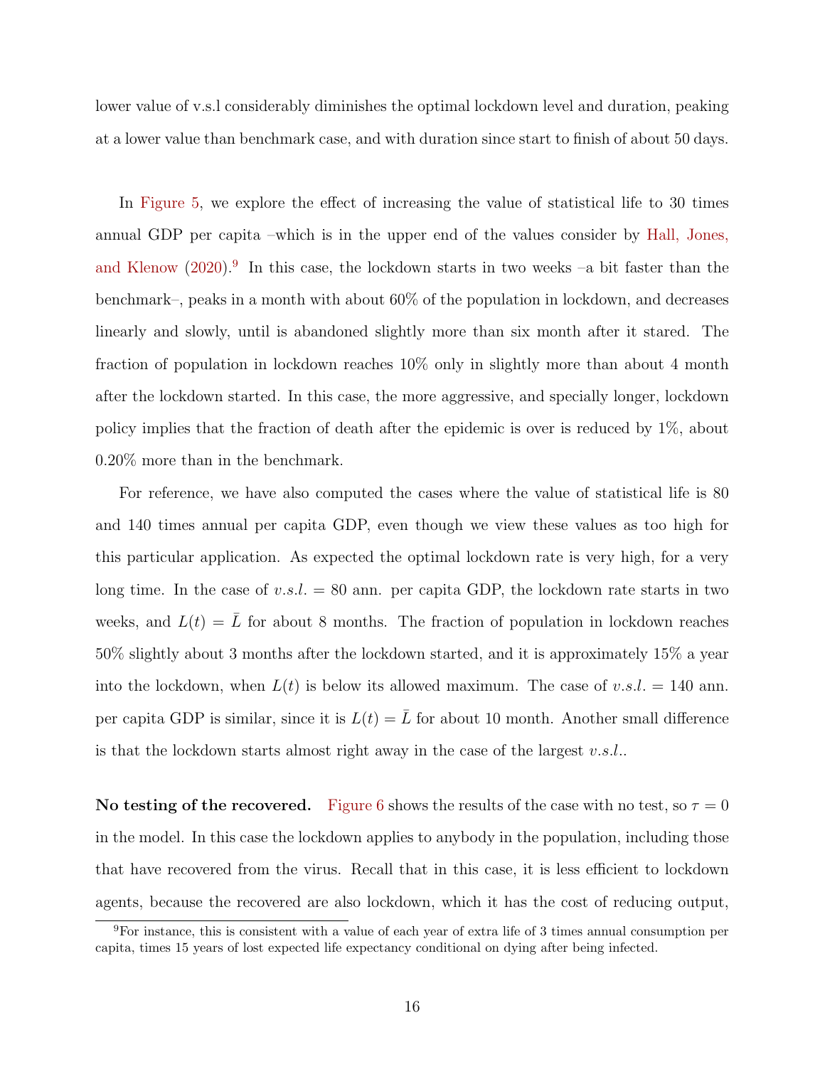lower value of v.s.l considerably diminishes the optimal lockdown level and duration, peaking at a lower value than benchmark case, and with duration since start to finish of about 50 days.

In Figure 5, we explore the effect of increasing the value of statistical life to 30 times annual GDP per capita –which is in the upper end of the values consider by Hall, Jones, and Klenow (2020).[9] In this case, the lockdown starts in two weeks –a bit faster than the benchmark–, peaks in a month with about 60% of the population in lockdown, and decreases linearly and slowly, until is abandoned slightly more than six month after it stared. The fraction of population in lockdown reaches 10% only in slightly more than about 4 month after the lockdown started. In this case, the more aggressive, and specially longer, lockdown policy implies that the fraction of death after the epidemic is over is reduced by 1%, about 0.20% more than in the benchmark.

For reference, we have also computed the cases where the value of statistical life is 80 and 140 times annual per capita GDP, even though we view these values as too high for this particular application. As expected the optimal lockdown rate is very high, for a very long time. In the case of $v.s.l. = 80$ ann. per capita GDP, the lockdown rate starts in two weeks, and $L(t) = \bar{L}$ for about 8 months. The fraction of population in lockdown reaches 50% slightly about 3 months after the lockdown started, and it is approximately 15% a year into the lockdown, when $L(t)$ is below its allowed maximum. The case of $v.s.l. = 140$ ann. per capita GDP is similar, since it is $L(t) = \bar{L}$ for about 10 month. Another small difference is that the lockdown starts almost right away in the case of the largest $v.s.l.$.

**No testing of the recovered.** Figure 6 shows the results of the case with no test, so $\tau = 0$ in the model. In this case the lockdown applies to anybody in the population, including those that have recovered from the virus. Recall that in this case, it is less efficient to lockdown agents, because the recovered are also lockdown, which it has the cost of reducing output,

[9] For instance, this is consistent with a value of each year of extra life of 3 times annual consumption per capita, times 15 years of lost expected life expectancy conditional on dying after being infected.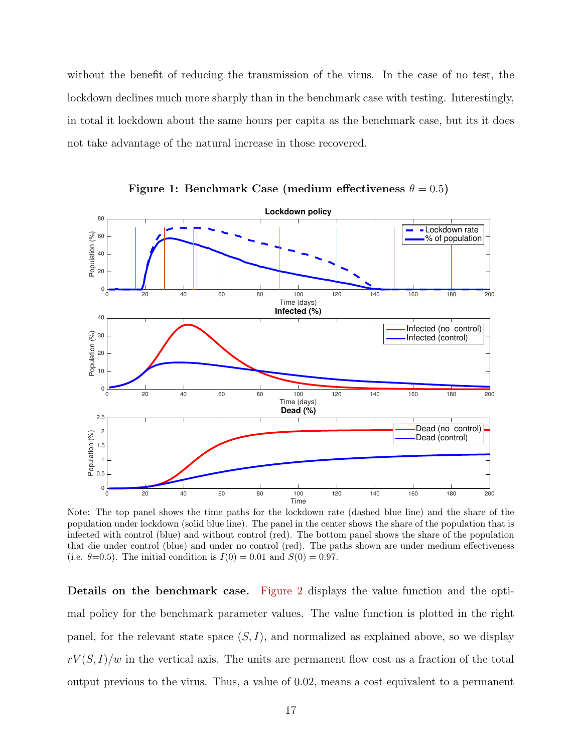without the benefit of reducing the transmission of the virus. In the case of no test, the lockdown declines much more sharply than in the benchmark case with testing. Interestingly, in total it lockdown about the same hours per capita as the benchmark case, but its it does not take advantage of the natural increase in those recovered.

**Figure 1: Benchmark Case (medium effectiveness $\theta = 0.5$)**

Note: The top panel shows the time paths for the lockdown rate (dashed blue line) and the share of the population under lockdown (solid blue line). The panel in the center shows the share of the population that is infected with control (blue) and without control (red). The bottom panel shows the share of the population that die under control (blue) and under no control (red). The paths shown are under medium effectiveness (i.e. $\theta$=0.5). The initial condition is $I(0) = 0.01$ and $S(0) = 0.97$.

**Details on the benchmark case.** Figure 2 displays the value function and the optimal policy for the benchmark parameter values. The value function is plotted in the right panel, for the relevant state space $(S, I)$, and normalized as explained above, so we display $rV(S, I)/w$ in the vertical axis. The units are permanent flow cost as a fraction of the total output previous to the virus. Thus, a value of 0.02, means a cost equivalent to a permanent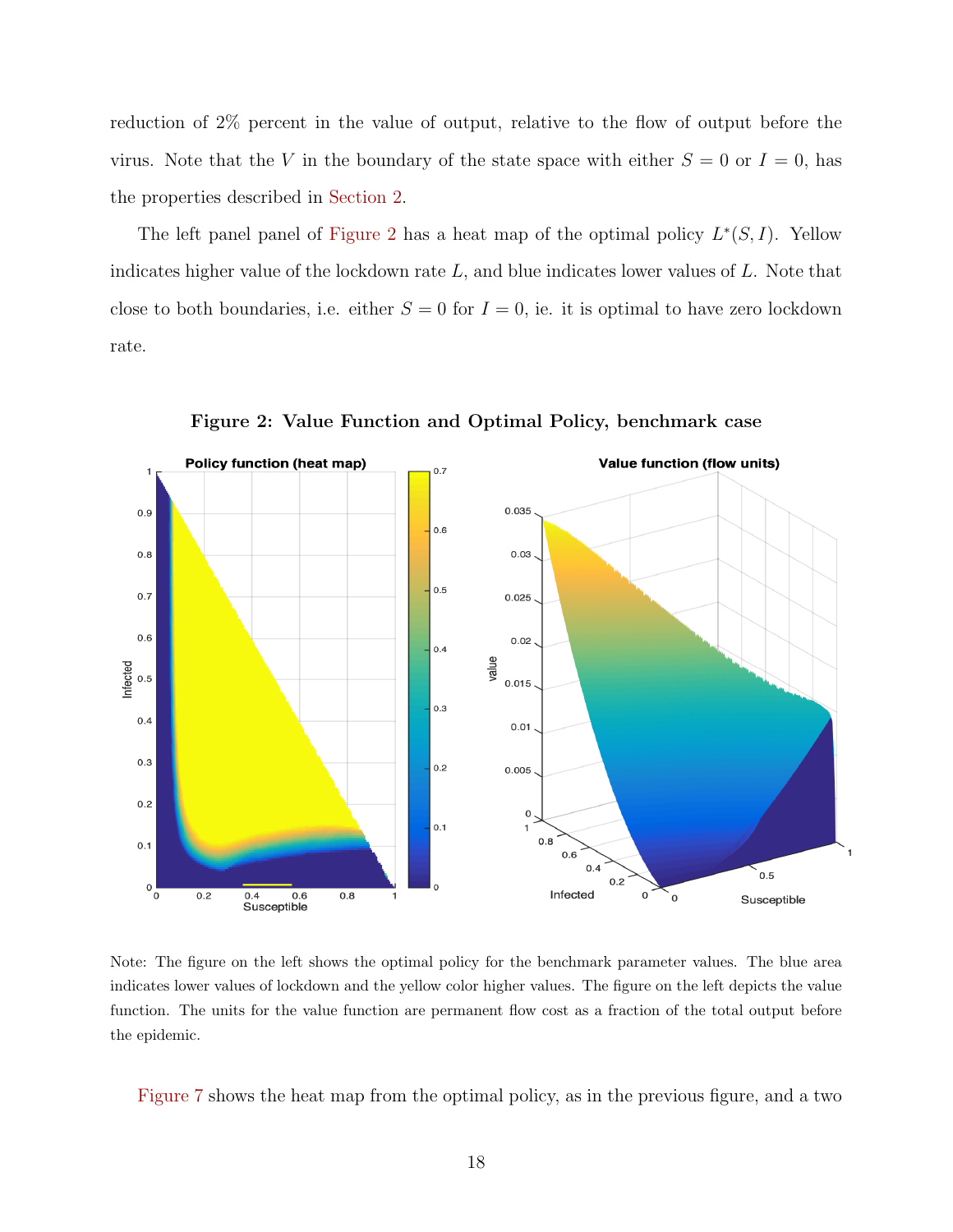reduction of 2% percent in the value of output, relative to the flow of output before the virus. Note that the $V$ in the boundary of the state space with either $S = 0$ or $I = 0$, has the properties described in Section 2.

The left panel panel of Figure 2 has a heat map of the optimal policy $L^*(S, I)$. Yellow indicates higher value of the lockdown rate $L$, and blue indicates lower values of $L$. Note that close to both boundaries, i.e. either $S = 0$ for $I = 0$, ie. it is optimal to have zero lockdown rate.

**Figure 2: Value Function and Optimal Policy, benchmark case**

Note: The figure on the left shows the optimal policy for the benchmark parameter values. The blue area indicates lower values of lockdown and the yellow color higher values. The figure on the left depicts the value function. The units for the value function are permanent flow cost as a fraction of the total output before the epidemic.

Figure 7 shows the heat map from the optimal policy, as in the previous figure, and a two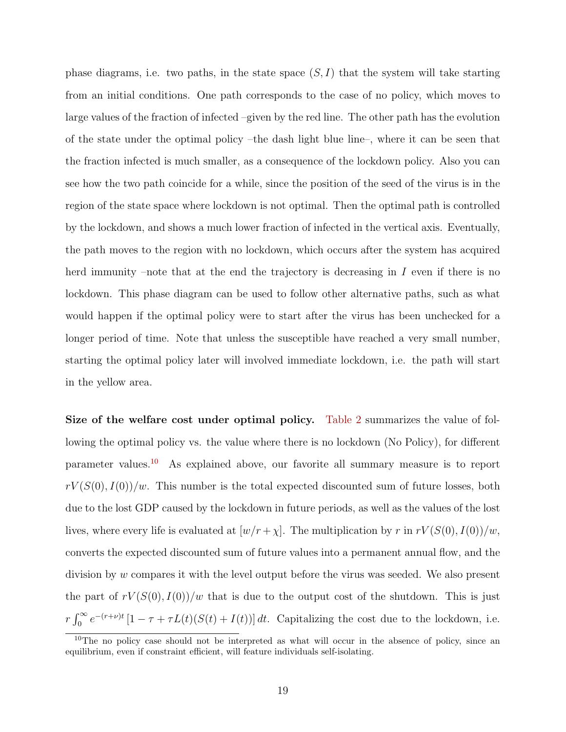phase diagrams, i.e. two paths, in the state space $(S, I)$ that the system will take starting from an initial conditions. One path corresponds to the case of no policy, which moves to large values of the fraction of infected –given by the red line. The other path has the evolution of the state under the optimal policy –the dash light blue line–, where it can be seen that the fraction infected is much smaller, as a consequence of the lockdown policy. Also you can see how the two path coincide for a while, since the position of the seed of the virus is in the region of the state space where lockdown is not optimal. Then the optimal path is controlled by the lockdown, and shows a much lower fraction of infected in the vertical axis. Eventually, the path moves to the region with no lockdown, which occurs after the system has acquired herd immunity –note that at the end the trajectory is decreasing in $I$ even if there is no lockdown. This phase diagram can be used to follow other alternative paths, such as what would happen if the optimal policy were to start after the virus has been unchecked for a longer period of time. Note that unless the susceptible have reached a very small number, starting the optimal policy later will involved immediate lockdown, i.e. the path will start in the yellow area.

**Size of the welfare cost under optimal policy.** Table 2 summarizes the value of following the optimal policy vs. the value where there is no lockdown (No Policy), for different parameter values.[10] As explained above, our favorite all summary measure is to report $rV(S(0), I(0))/w$. This number is the total expected discounted sum of future losses, both due to the lost GDP caused by the lockdown in future periods, as well as the values of the lost lives, where every life is evaluated at $[w/r + \chi]$. The multiplication by $r$ in $rV(S(0), I(0))/w$, converts the expected discounted sum of future values into a permanent annual flow, and the division by $w$ compares it with the level output before the virus was seeded. We also present the part of $rV(S(0), I(0))/w$ that is due to the output cost of the shutdown. This is just $r \int_0^\infty e^{-(r+\nu)t} \left[1 - \tau + \tau L(t)(S(t) + I(t))\right] dt$. Capitalizing the cost due to the lockdown, i.e.

[10]The no policy case should not be interpreted as what will occur in the absence of policy, since an equilibrium, even if constraint efficient, will feature individuals self-isolating.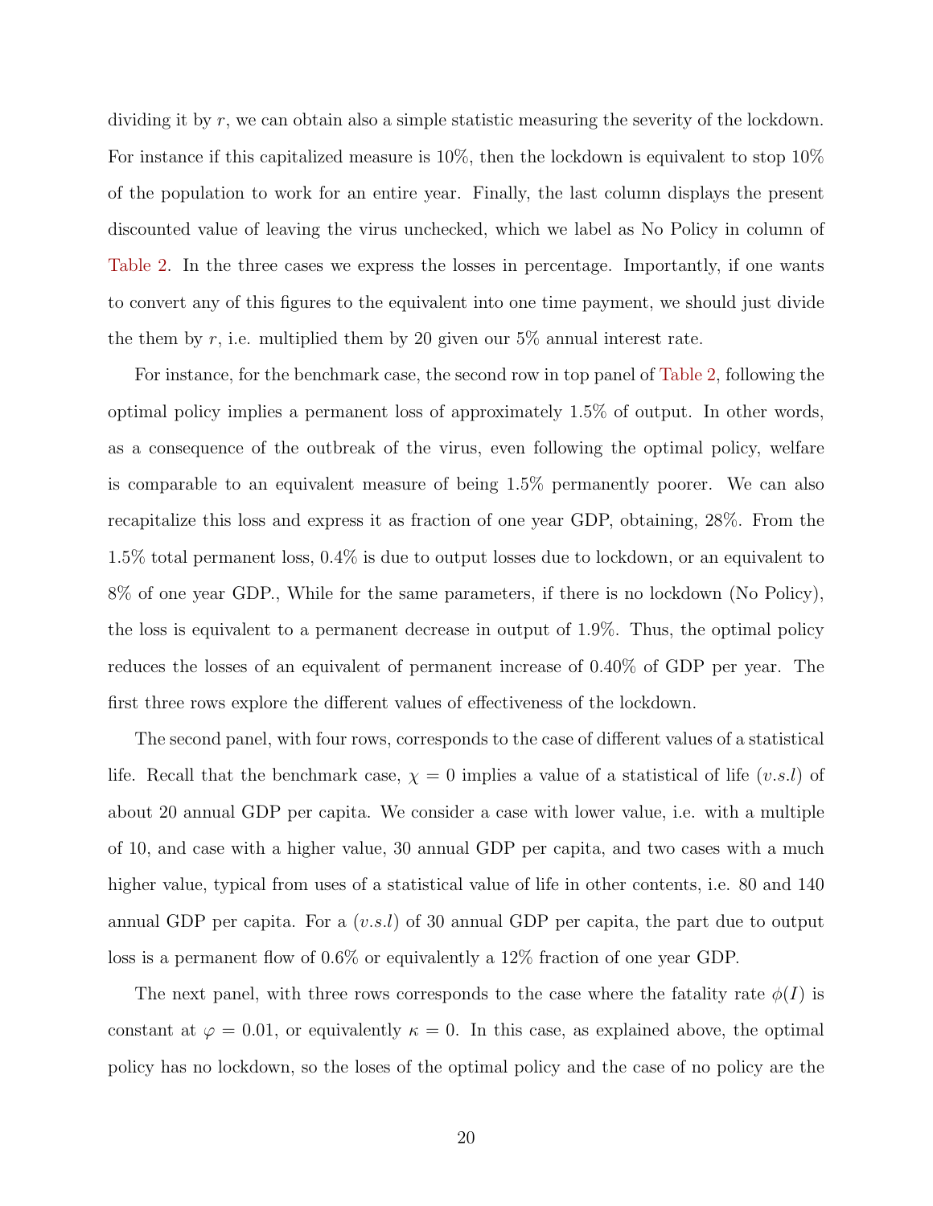dividing it by $r$, we can obtain also a simple statistic measuring the severity of the lockdown. For instance if this capitalized measure is 10%, then the lockdown is equivalent to stop 10% of the population to work for an entire year. Finally, the last column displays the present discounted value of leaving the virus unchecked, which we label as No Policy in column of Table 2. In the three cases we express the losses in percentage. Importantly, if one wants to convert any of this figures to the equivalent into one time payment, we should just divide the them by $r$, i.e. multiplied them by 20 given our 5% annual interest rate.

For instance, for the benchmark case, the second row in top panel of Table 2, following the optimal policy implies a permanent loss of approximately 1.5% of output. In other words, as a consequence of the outbreak of the virus, even following the optimal policy, welfare is comparable to an equivalent measure of being 1.5% permanently poorer. We can also recapitalize this loss and express it as fraction of one year GDP, obtaining, 28%. From the 1.5% total permanent loss, 0.4% is due to output losses due to lockdown, or an equivalent to 8% of one year GDP., While for the same parameters, if there is no lockdown (No Policy), the loss is equivalent to a permanent decrease in output of 1.9%. Thus, the optimal policy reduces the losses of an equivalent of permanent increase of 0.40% of GDP per year. The first three rows explore the different values of effectiveness of the lockdown.

The second panel, with four rows, corresponds to the case of different values of a statistical life. Recall that the benchmark case, $\chi = 0$ implies a value of a statistical of life ($v.s.l$) of about 20 annual GDP per capita. We consider a case with lower value, i.e. with a multiple of 10, and case with a higher value, 30 annual GDP per capita, and two cases with a much higher value, typical from uses of a statistical value of life in other contents, i.e. 80 and 140 annual GDP per capita. For a ($v.s.l$) of 30 annual GDP per capita, the part due to output loss is a permanent flow of 0.6% or equivalently a 12% fraction of one year GDP.

The next panel, with three rows corresponds to the case where the fatality rate $\phi(I)$ is constant at $\varphi = 0.01$, or equivalently $\kappa = 0$. In this case, as explained above, the optimal policy has no lockdown, so the loses of the optimal policy and the case of no policy are the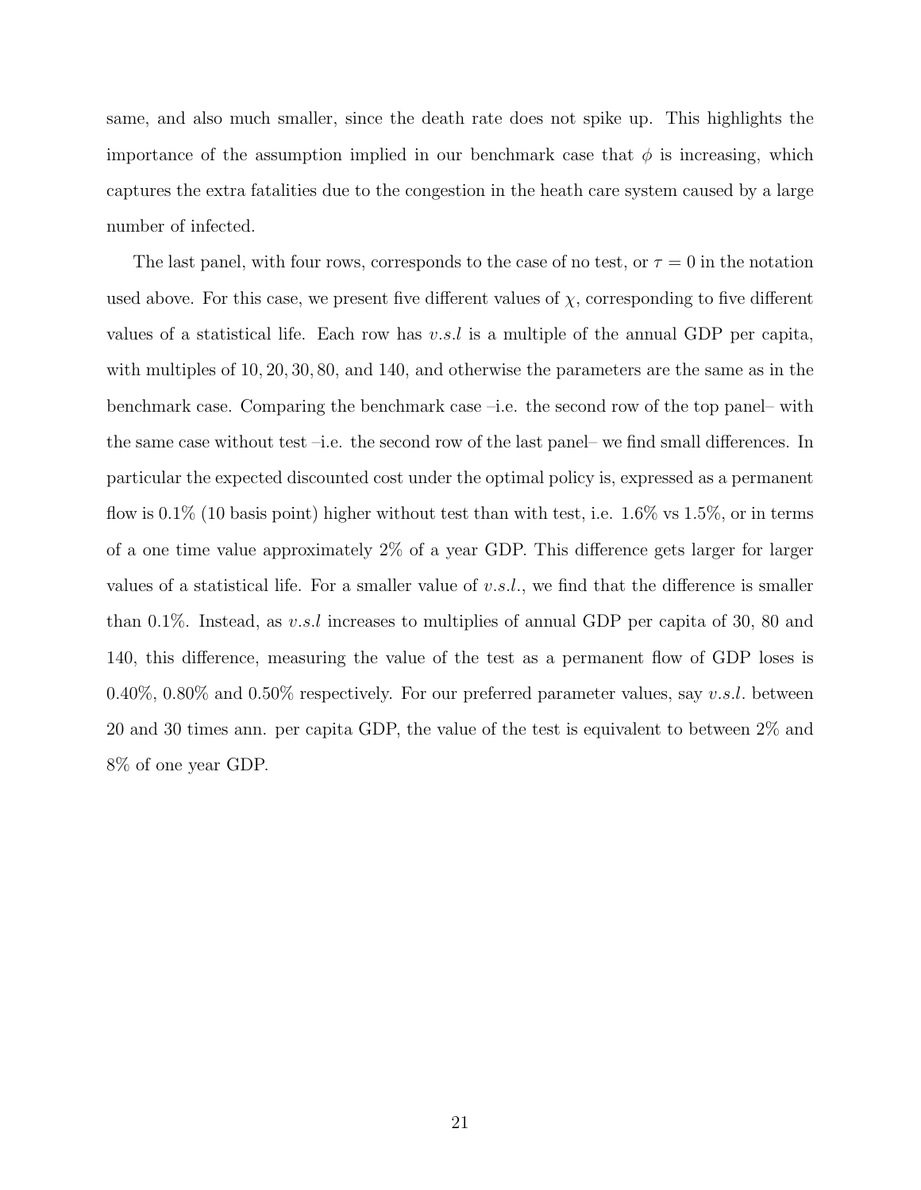same, and also much smaller, since the death rate does not spike up. This highlights the importance of the assumption implied in our benchmark case that $\phi$ is increasing, which captures the extra fatalities due to the congestion in the heath care system caused by a large number of infected.

The last panel, with four rows, corresponds to the case of no test, or $\tau = 0$ in the notation used above. For this case, we present five different values of $\chi$, corresponding to five different values of a statistical life. Each row has $v.s.l$ is a multiple of the annual GDP per capita, with multiples of $10, 20, 30, 80$, and 140, and otherwise the parameters are the same as in the benchmark case. Comparing the benchmark case –i.e. the second row of the top panel– with the same case without test –i.e. the second row of the last panel– we find small differences. In particular the expected discounted cost under the optimal policy is, expressed as a permanent flow is 0.1% (10 basis point) higher without test than with test, i.e. 1.6% vs 1.5%, or in terms of a one time value approximately 2% of a year GDP. This difference gets larger for larger values of a statistical life. For a smaller value of $v.s.l.$, we find that the difference is smaller than 0.1%. Instead, as $v.s.l$ increases to multiplies of annual GDP per capita of 30, 80 and 140, this difference, measuring the value of the test as a permanent flow of GDP loses is 0.40%, 0.80% and 0.50% respectively. For our preferred parameter values, say $v.s.l.$ between 20 and 30 times ann. per capita GDP, the value of the test is equivalent to between 2% and 8% of one year GDP.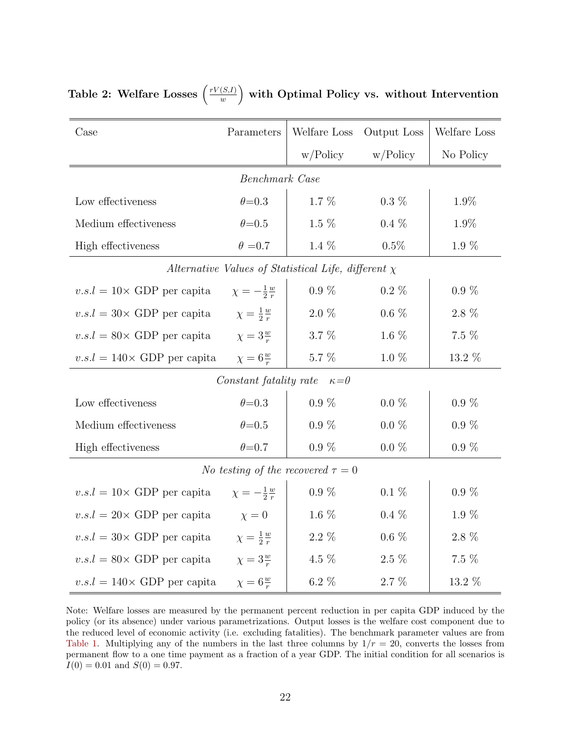**Table 2: Welfare Losses $\left(\frac{rV(S,I)}{w}\right)$ with Optimal Policy vs. without Intervention**

| Case | Parameters | Welfare Loss w/Policy | Output Loss w/Policy | Welfare Loss No Policy |
|---|---|---|---|---|
| *Benchmark Case* | | | | |
| Low effectiveness | $\theta$=0.3 | 1.7 % | 0.3 % | 1.9% |
| Medium effectiveness | $\theta$=0.5 | 1.5 % | 0.4 % | 1.9% |
| High effectiveness | $\theta$ =0.7 | 1.4 % | 0.5% | 1.9 % |
| *Alternative Values of Statistical Life, different $\chi$* | | | | |
| $v.s.l = 10\times$ GDP per capita | $\chi = -\frac{1}{2}\frac{w}{r}$ | 0.9 % | 0.2 % | 0.9 % |
| $v.s.l = 30\times$ GDP per capita | $\chi = \frac{1}{2}\frac{w}{r}$ | 2.0 % | 0.6 % | 2.8 % |
| $v.s.l = 80\times$ GDP per capita | $\chi = 3\frac{w}{r}$ | 3.7 % | 1.6 % | 7.5 % |
| $v.s.l = 140\times$ GDP per capita | $\chi = 6\frac{w}{r}$ | 5.7 % | 1.0 % | 13.2 % |
| *Constant fatality rate $\kappa$=0* | | | | |
| Low effectiveness | $\theta$=0.3 | 0.9 % | 0.0 % | 0.9 % |
| Medium effectiveness | $\theta$=0.5 | 0.9 % | 0.0 % | 0.9 % |
| High effectiveness | $\theta$=0.7 | 0.9 % | 0.0 % | 0.9 % |
| *No testing of the recovered $\tau = 0$* | | | | |
| $v.s.l = 10\times$ GDP per capita | $\chi = -\frac{1}{2}\frac{w}{r}$ | 0.9 % | 0.1 % | 0.9 % |
| $v.s.l = 20\times$ GDP per capita | $\chi = 0$ | 1.6 % | 0.4 % | 1.9 % |
| $v.s.l = 30\times$ GDP per capita | $\chi = \frac{1}{2}\frac{w}{r}$ | 2.2 % | 0.6 % | 2.8 % |
| $v.s.l = 80\times$ GDP per capita | $\chi = 3\frac{w}{r}$ | 4.5 % | 2.5 % | 7.5 % |
| $v.s.l = 140\times$ GDP per capita | $\chi = 6\frac{w}{r}$ | 6.2 % | 2.7 % | 13.2 % |

Note: Welfare losses are measured by the permanent percent reduction in per capita GDP induced by the policy (or its absence) under various parametrizations. Output losses is the welfare cost component due to the reduced level of economic activity (i.e. excluding fatalities). The benchmark parameter values are from Table 1. Multiplying any of the numbers in the last three columns by $1/r = 20$, converts the losses from permanent flow to a one time payment as a fraction of a year GDP. The initial condition for all scenarios is $I(0) = 0.01$ and $S(0) = 0.97$.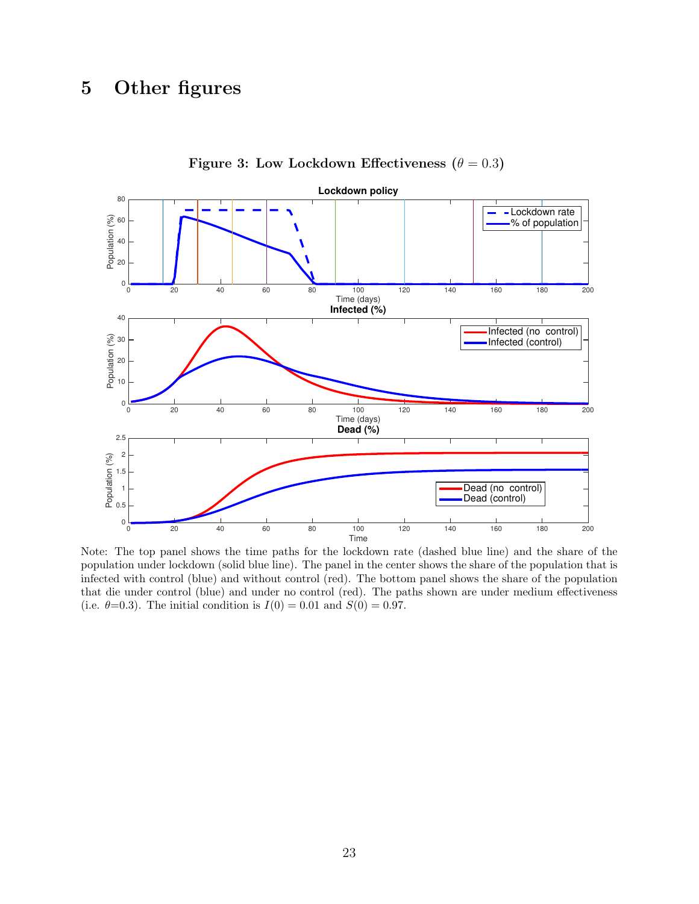# 5 Other figures

**Figure 3: Low Lockdown Effectiveness ($\theta = 0.3$)**

Note: The top panel shows the time paths for the lockdown rate (dashed blue line) and the share of the population under lockdown (solid blue line). The panel in the center shows the share of the population that is infected with control (blue) and without control (red). The bottom panel shows the share of the population that die under control (blue) and under no control (red). The paths shown are under medium effectiveness (i.e. $\theta$=0.3). The initial condition is $I(0) = 0.01$ and $S(0) = 0.97$.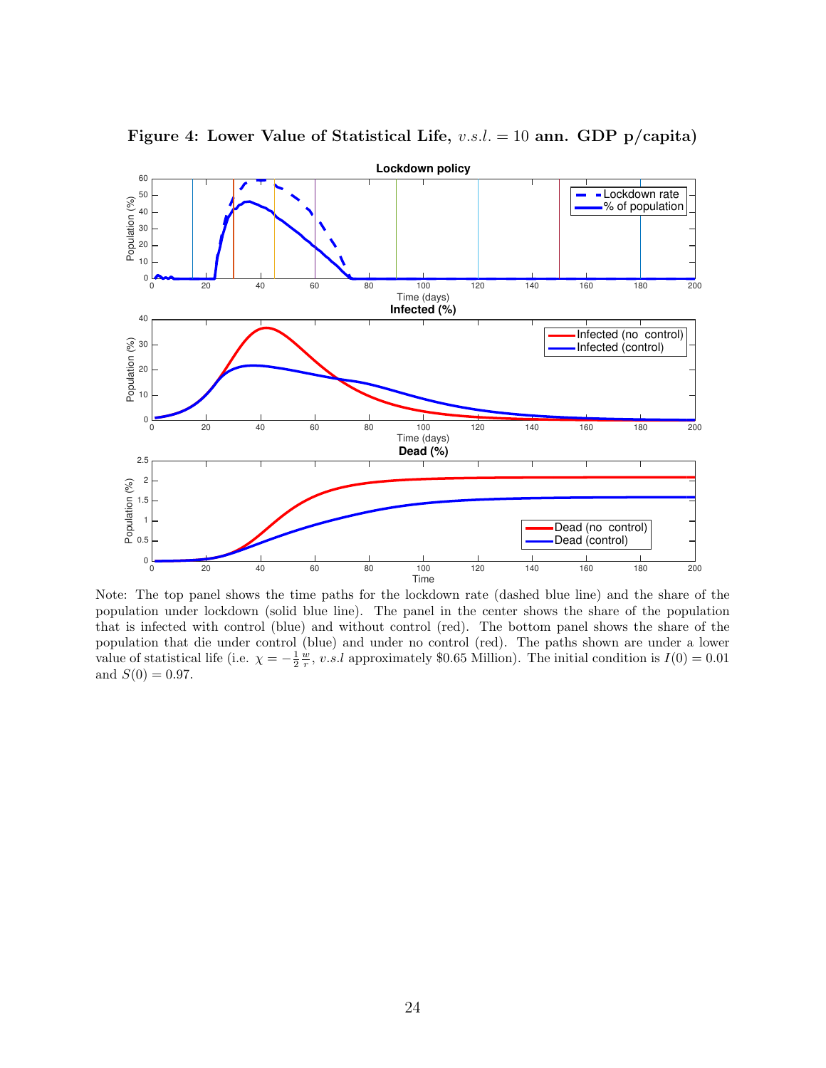**Figure 4: Lower Value of Statistical Life, $v.s.l. = 10$ ann. GDP p/capita)**

Note: The top panel shows the time paths for the lockdown rate (dashed blue line) and the share of the population under lockdown (solid blue line). The panel in the center shows the share of the population that is infected with control (blue) and without control (red). The bottom panel shows the share of the population that die under control (blue) and under no control (red). The paths shown are under a lower value of statistical life (i.e. $\chi = -\frac{1}{2}\frac{w}{r}$, $v.s.l$ approximately \$0.65 Million). The initial condition is $I(0) = 0.01$ and $S(0) = 0.97$.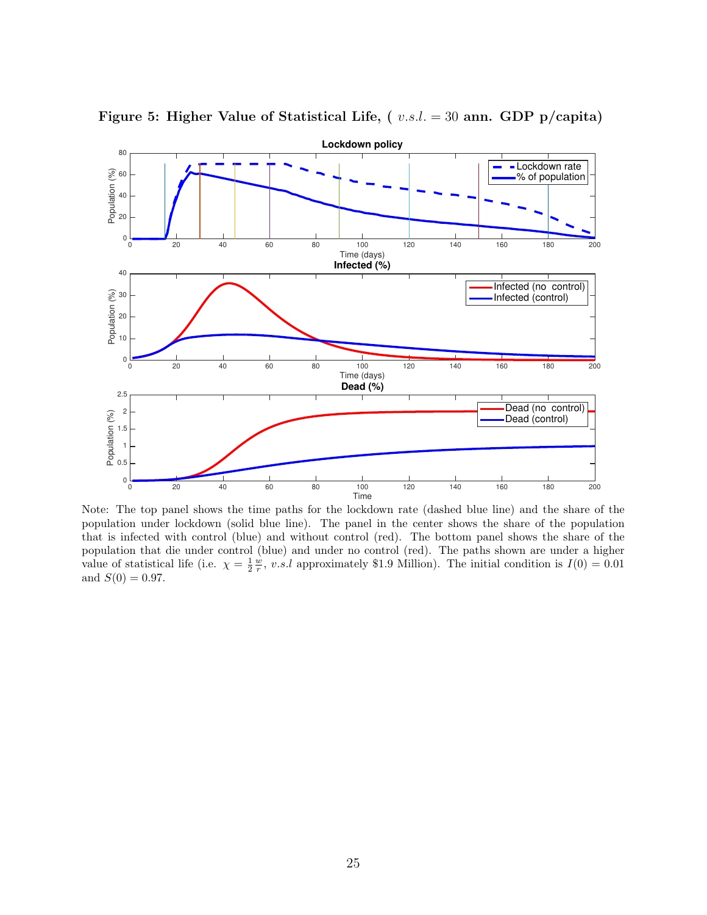**Figure 5: Higher Value of Statistical Life, ( $v.s.l. = 30$ ann. GDP p/capita)**

Note: The top panel shows the time paths for the lockdown rate (dashed blue line) and the share of the population under lockdown (solid blue line). The panel in the center shows the share of the population that is infected with control (blue) and without control (red). The bottom panel shows the share of the population that die under control (blue) and under no control (red). The paths shown are under a higher value of statistical life (i.e. $\chi = \frac{1}{2}\frac{w}{r}$, $v.s.l$ approximately \$1.9 Million). The initial condition is $I(0) = 0.01$ and $S(0) = 0.97$.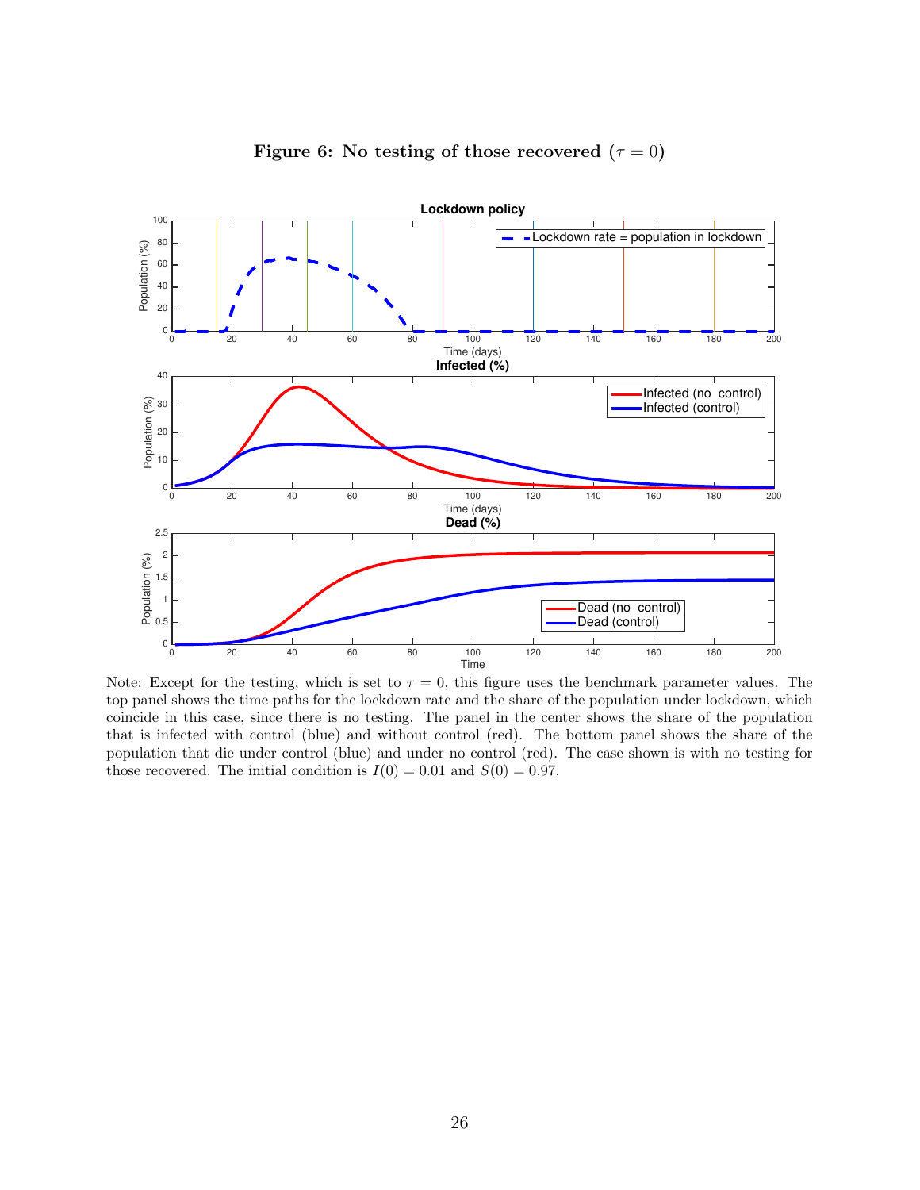**Figure 6: No testing of those recovered ($\tau = 0$)**

Note: Except for the testing, which is set to $\tau = 0$, this figure uses the benchmark parameter values. The top panel shows the time paths for the lockdown rate and the share of the population under lockdown, which coincide in this case, since there is no testing. The panel in the center shows the share of the population that is infected with control (blue) and without control (red). The bottom panel shows the share of the population that die under control (blue) and under no control (red). The case shown is with no testing for those recovered. The initial condition is $I(0) = 0.01$ and $S(0) = 0.97$.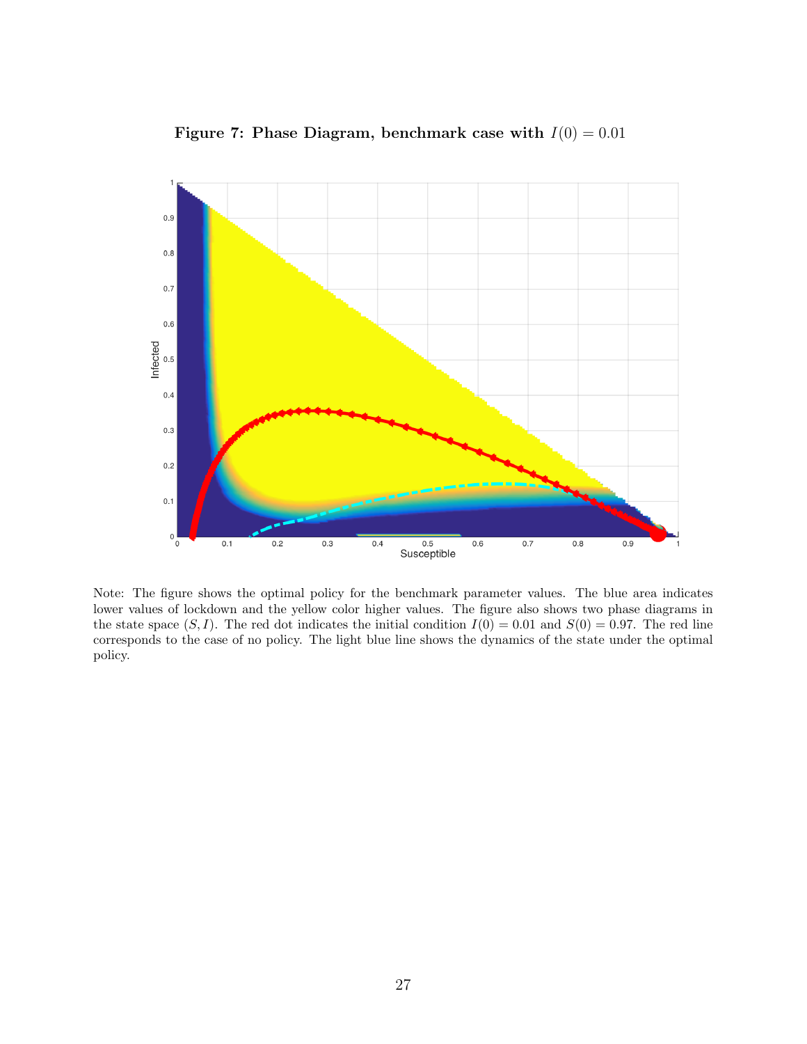**Figure 7: Phase Diagram, benchmark case with $I(0) = 0.01$**

Note: The figure shows the optimal policy for the benchmark parameter values. The blue area indicates lower values of lockdown and the yellow color higher values. The figure also shows two phase diagrams in the state space $(S, I)$. The red dot indicates the initial condition $I(0) = 0.01$ and $S(0) = 0.97$. The red line corresponds to the case of no policy. The light blue line shows the dynamics of the state under the optimal policy.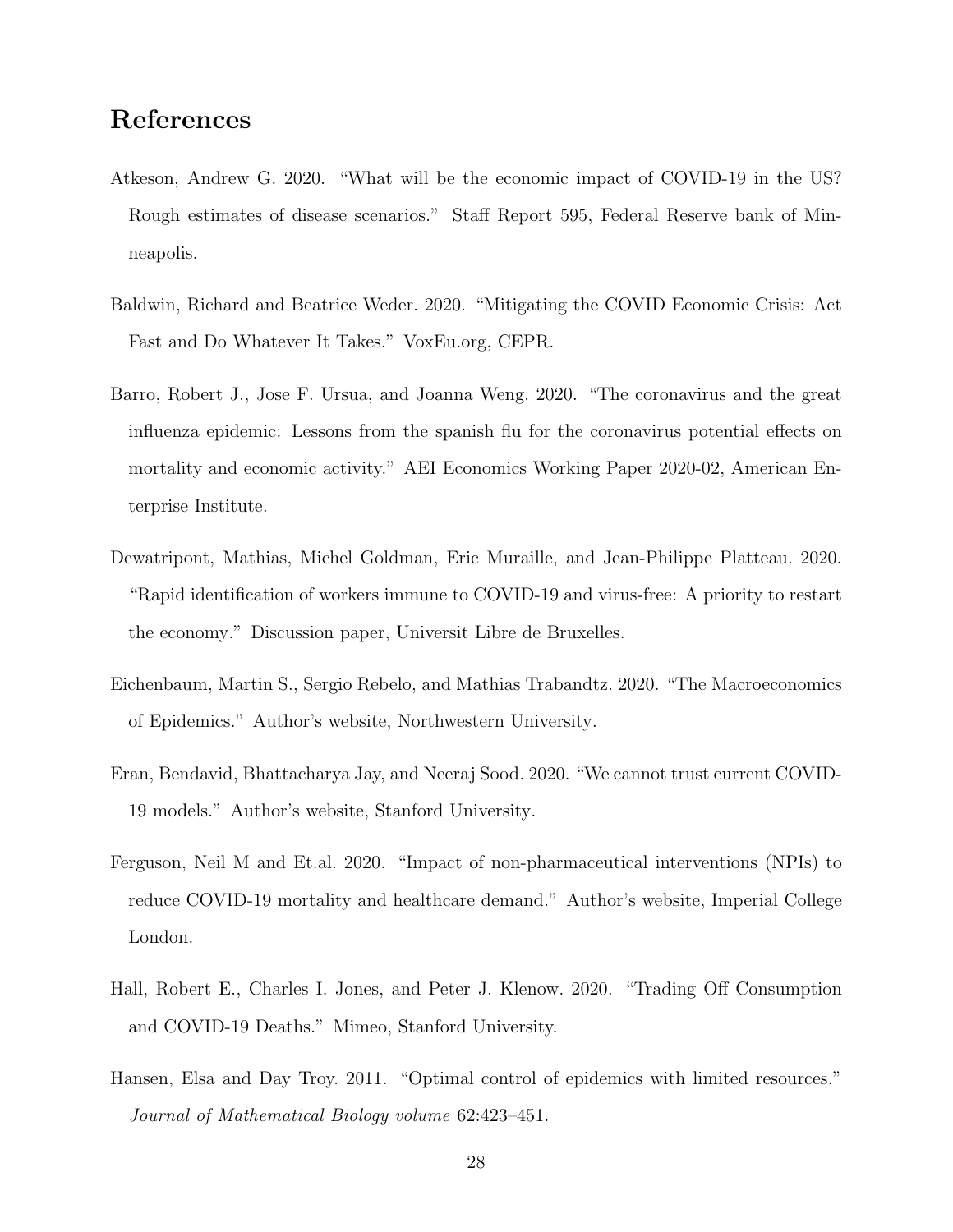# References

Atkeson, Andrew G. 2020. "What will be the economic impact of COVID-19 in the US? Rough estimates of disease scenarios." Staff Report 595, Federal Reserve bank of Minneapolis.

Baldwin, Richard and Beatrice Weder. 2020. "Mitigating the COVID Economic Crisis: Act Fast and Do Whatever It Takes." VoxEu.org, CEPR.

Barro, Robert J., Jose F. Ursua, and Joanna Weng. 2020. "The coronavirus and the great influenza epidemic: Lessons from the spanish flu for the coronavirus potential effects on mortality and economic activity." AEI Economics Working Paper 2020-02, American Enterprise Institute.

Dewatripont, Mathias, Michel Goldman, Eric Muraille, and Jean-Philippe Platteau. 2020. "Rapid identification of workers immune to COVID-19 and virus-free: A priority to restart the economy." Discussion paper, Universit Libre de Bruxelles.

Eichenbaum, Martin S., Sergio Rebelo, and Mathias Trabandtz. 2020. "The Macroeconomics of Epidemics." Author's website, Northwestern University.

Eran, Bendavid, Bhattacharya Jay, and Neeraj Sood. 2020. "We cannot trust current COVID-19 models." Author's website, Stanford University.

Ferguson, Neil M and Et.al. 2020. "Impact of non-pharmaceutical interventions (NPIs) to reduce COVID-19 mortality and healthcare demand." Author's website, Imperial College London.

Hall, Robert E., Charles I. Jones, and Peter J. Klenow. 2020. "Trading Off Consumption and COVID-19 Deaths." Mimeo, Stanford University.

Hansen, Elsa and Day Troy. 2011. "Optimal control of epidemics with limited resources." *Journal of Mathematical Biology volume* 62:423–451.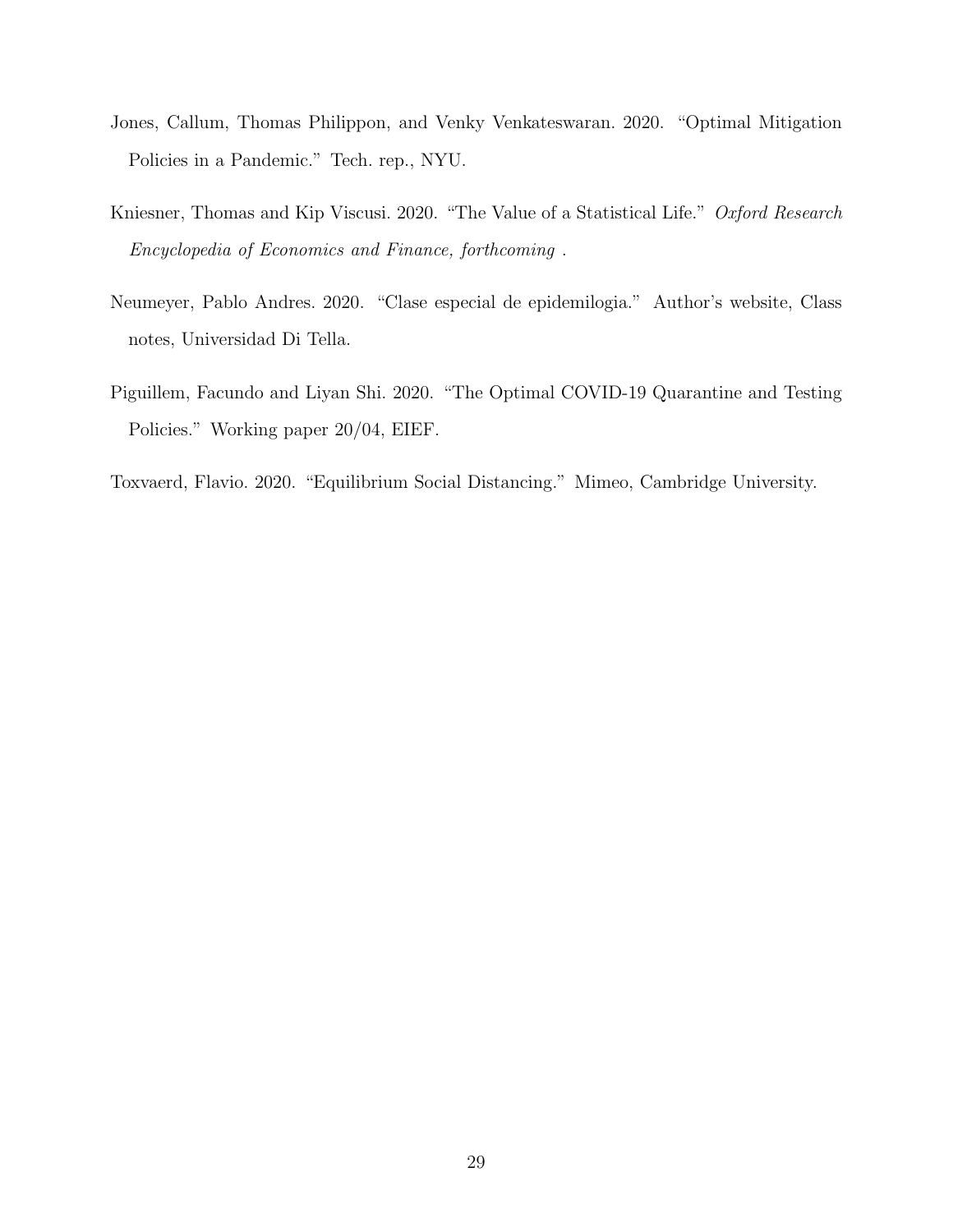Jones, Callum, Thomas Philippon, and Venky Venkateswaran. 2020. "Optimal Mitigation Policies in a Pandemic." Tech. rep., NYU.

Kniesner, Thomas and Kip Viscusi. 2020. "The Value of a Statistical Life." *Oxford Research Encyclopedia of Economics and Finance, forthcoming* .

Neumeyer, Pablo Andres. 2020. "Clase especial de epidemilogia." Author's website, Class notes, Universidad Di Tella.

Piguillem, Facundo and Liyan Shi. 2020. "The Optimal COVID-19 Quarantine and Testing Policies." Working paper 20/04, EIEF.

Toxvaerd, Flavio. 2020. "Equilibrium Social Distancing." Mimeo, Cambridge University.